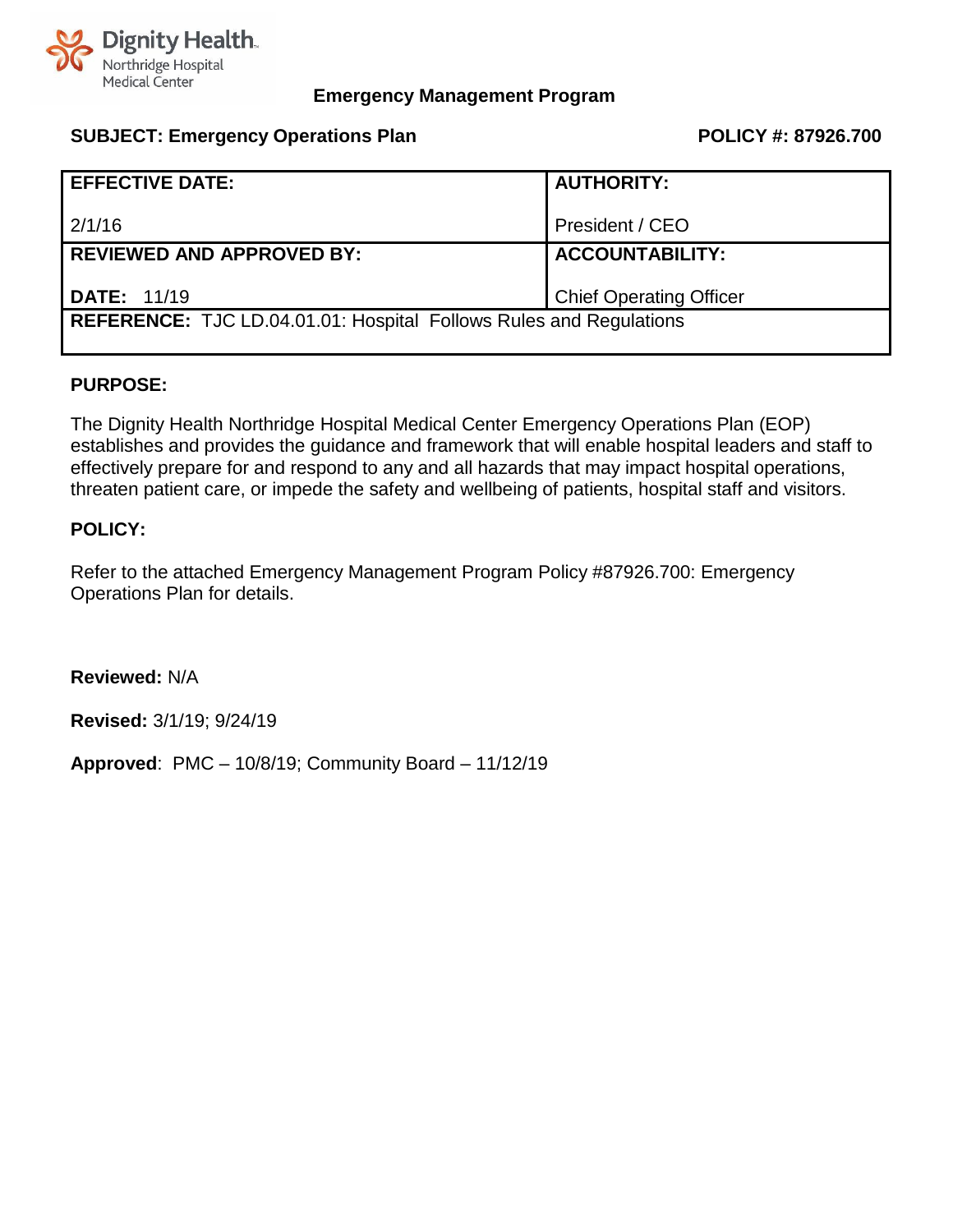Dignity Health
Northridge Hospital
Medical Center

**Emergency Management Program**

**SUBJECT: Emergency Operations Plan** **POLICY #: 87926.700**

| **EFFECTIVE DATE:** 2/1/16 | **AUTHORITY:** President / CEO |
|---|---|
| **REVIEWED AND APPROVED BY:** **DATE:** 11/19 | **ACCOUNTABILITY:** Chief Operating Officer |
| **REFERENCE:** TJC LD.04.01.01: Hospital Follows Rules and Regulations | |

## PURPOSE:

The Dignity Health Northridge Hospital Medical Center Emergency Operations Plan (EOP) establishes and provides the guidance and framework that will enable hospital leaders and staff to effectively prepare for and respond to any and all hazards that may impact hospital operations, threaten patient care, or impede the safety and wellbeing of patients, hospital staff and visitors.

## POLICY:

Refer to the attached Emergency Management Program Policy #87926.700: Emergency Operations Plan for details.

**Reviewed:** N/A

**Revised:** 3/1/19; 9/24/19

**Approved**: PMC – 10/8/19; Community Board – 11/12/19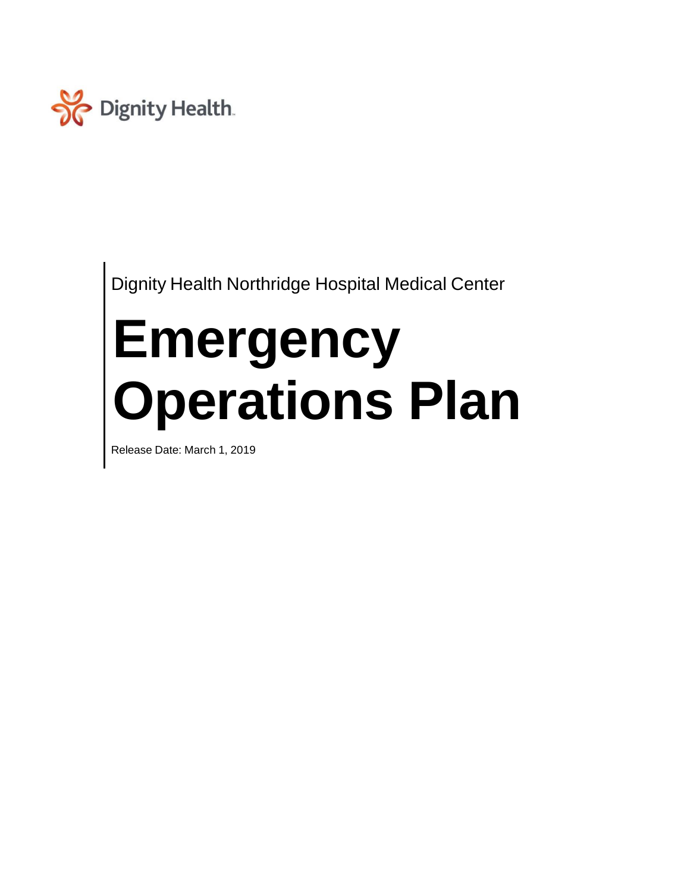Dignity Health

Dignity Health Northridge Hospital Medical Center

# Emergency Operations Plan

Release Date: March 1, 2019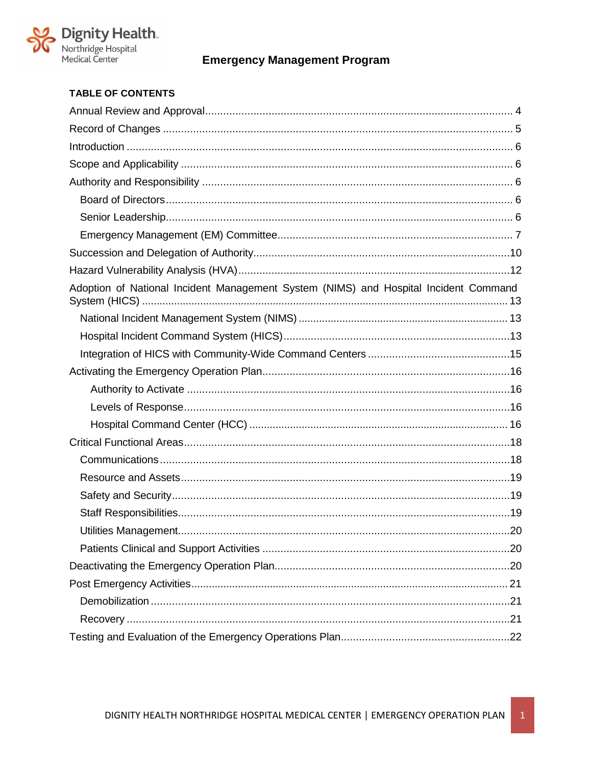**Emergency Management Program**

**TABLE OF CONTENTS**

- Annual Review and Approval ..... 4
- Record of Changes ..... 5
- Introduction ..... 6
- Scope and Applicability ..... 6
- Authority and Responsibility ..... 6
  - Board of Directors ..... 6
  - Senior Leadership ..... 6
  - Emergency Management (EM) Committee ..... 7
- Succession and Delegation of Authority ..... 10
- Hazard Vulnerability Analysis (HVA) ..... 12
- Adoption of National Incident Management System (NIMS) and Hospital Incident Command System (HICS) ..... 13
  - National Incident Management System (NIMS) ..... 13
  - Hospital Incident Command System (HICS) ..... 13
  - Integration of HICS with Community-Wide Command Centers ..... 15
- Activating the Emergency Operation Plan ..... 16
  - Authority to Activate ..... 16
  - Levels of Response ..... 16
  - Hospital Command Center (HCC) ..... 16
- Critical Functional Areas ..... 18
  - Communications ..... 18
  - Resource and Assets ..... 19
  - Safety and Security ..... 19
  - Staff Responsibilities ..... 19
  - Utilities Management ..... 20
  - Patients Clinical and Support Activities ..... 20
- Deactivating the Emergency Operation Plan ..... 20
- Post Emergency Activities ..... 21
  - Demobilization ..... 21
  - Recovery ..... 21
- Testing and Evaluation of the Emergency Operations Plan ..... 22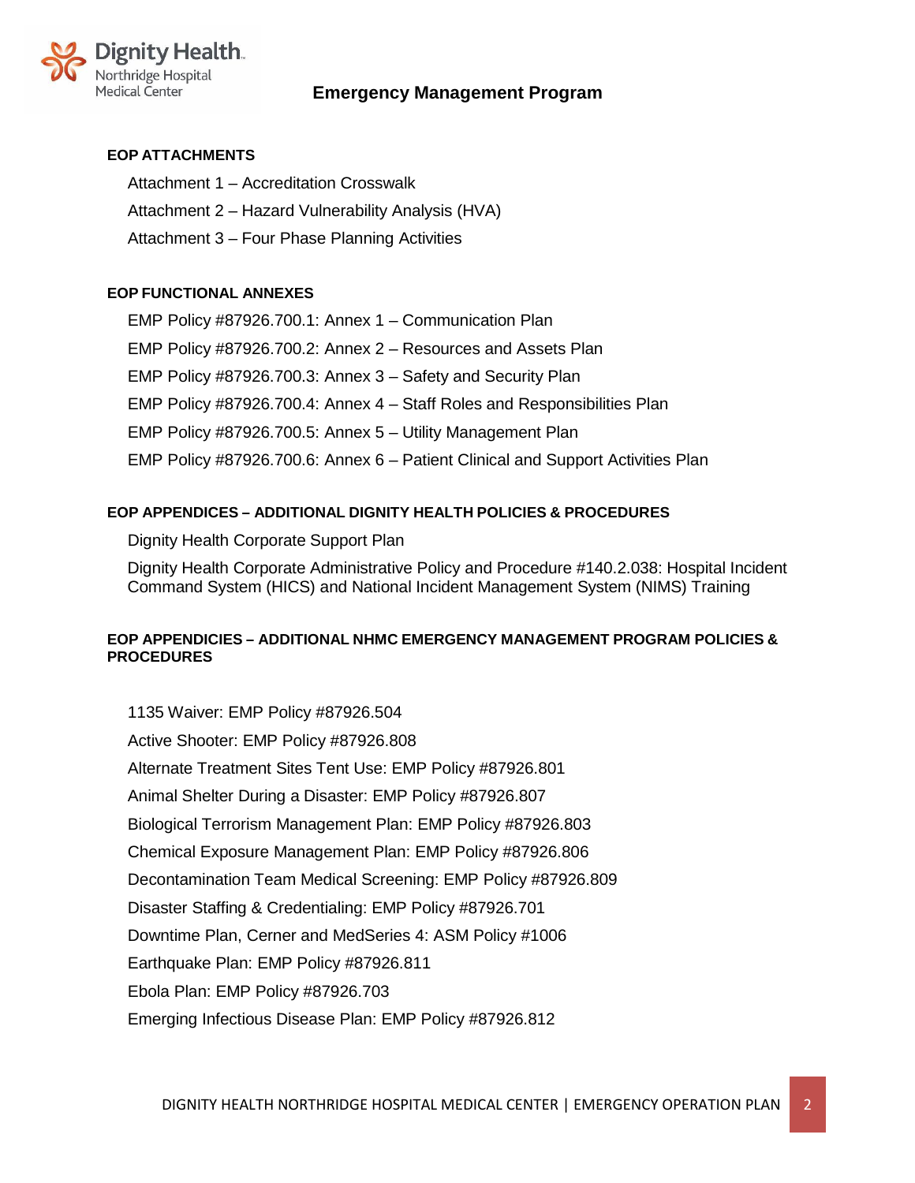**EOP ATTACHMENTS**

Attachment 1 – Accreditation Crosswalk

Attachment 2 – Hazard Vulnerability Analysis (HVA)

Attachment 3 – Four Phase Planning Activities

**EOP FUNCTIONAL ANNEXES**

EMP Policy #87926.700.1: Annex 1 – Communication Plan

EMP Policy #87926.700.2: Annex 2 – Resources and Assets Plan

EMP Policy #87926.700.3: Annex 3 – Safety and Security Plan

EMP Policy #87926.700.4: Annex 4 – Staff Roles and Responsibilities Plan

EMP Policy #87926.700.5: Annex 5 – Utility Management Plan

EMP Policy #87926.700.6: Annex 6 – Patient Clinical and Support Activities Plan

**EOP APPENDICES – ADDITIONAL DIGNITY HEALTH POLICIES & PROCEDURES**

Dignity Health Corporate Support Plan

Dignity Health Corporate Administrative Policy and Procedure #140.2.038: Hospital Incident Command System (HICS) and National Incident Management System (NIMS) Training

**EOP APPENDICIES – ADDITIONAL NHMC EMERGENCY MANAGEMENT PROGRAM POLICIES & PROCEDURES**

1135 Waiver: EMP Policy #87926.504

Active Shooter: EMP Policy #87926.808

Alternate Treatment Sites Tent Use: EMP Policy #87926.801

Animal Shelter During a Disaster: EMP Policy #87926.807

Biological Terrorism Management Plan: EMP Policy #87926.803

Chemical Exposure Management Plan: EMP Policy #87926.806

Decontamination Team Medical Screening: EMP Policy #87926.809

Disaster Staffing & Credentialing: EMP Policy #87926.701

Downtime Plan, Cerner and MedSeries 4: ASM Policy #1006

Earthquake Plan: EMP Policy #87926.811

Ebola Plan: EMP Policy #87926.703

Emerging Infectious Disease Plan: EMP Policy #87926.812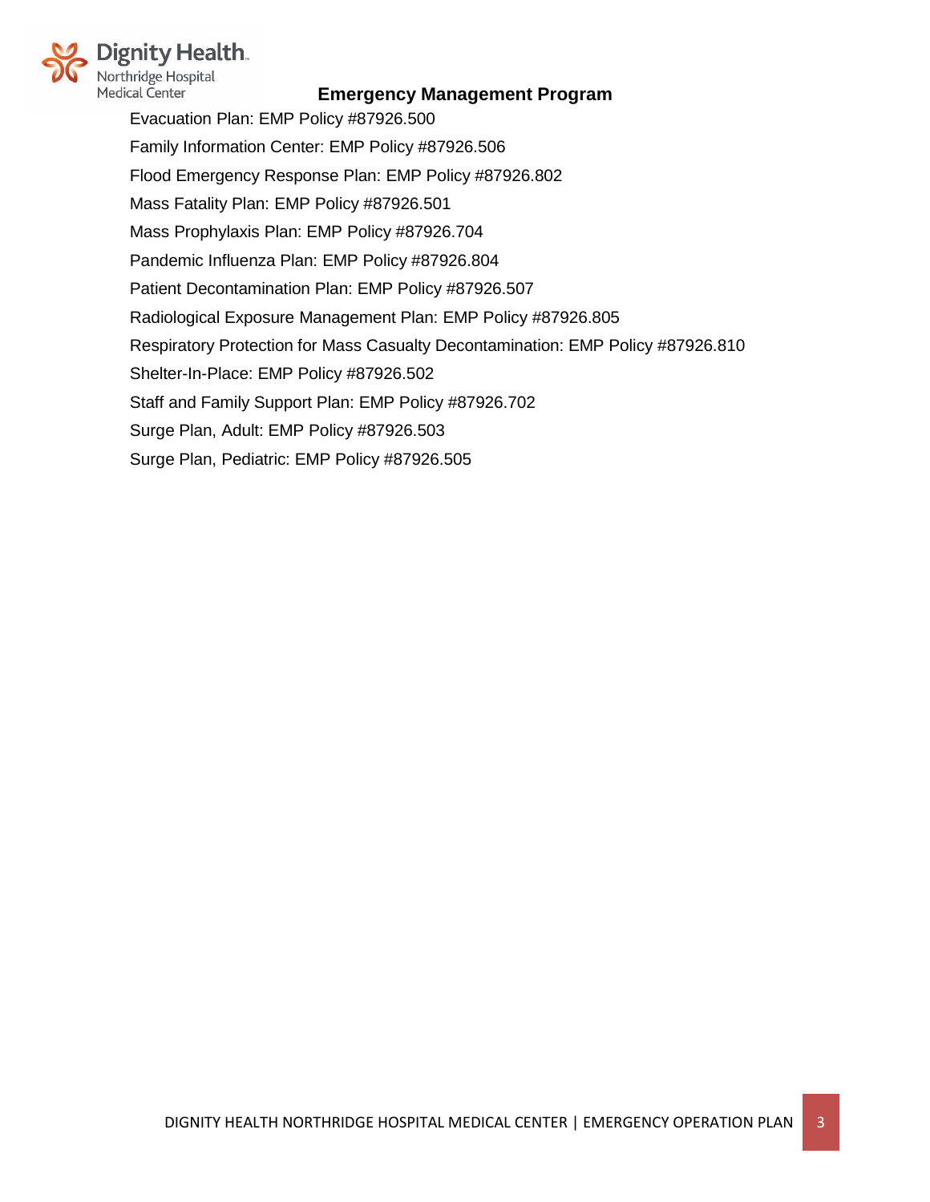Evacuation Plan: EMP Policy #87926.500

Family Information Center: EMP Policy #87926.506

Flood Emergency Response Plan: EMP Policy #87926.802

Mass Fatality Plan: EMP Policy #87926.501

Mass Prophylaxis Plan: EMP Policy #87926.704

Pandemic Influenza Plan: EMP Policy #87926.804

Patient Decontamination Plan: EMP Policy #87926.507

Radiological Exposure Management Plan: EMP Policy #87926.805

Respiratory Protection for Mass Casualty Decontamination: EMP Policy #87926.810

Shelter-In-Place: EMP Policy #87926.502

Staff and Family Support Plan: EMP Policy #87926.702

Surge Plan, Adult: EMP Policy #87926.503

Surge Plan, Pediatric: EMP Policy #87926.505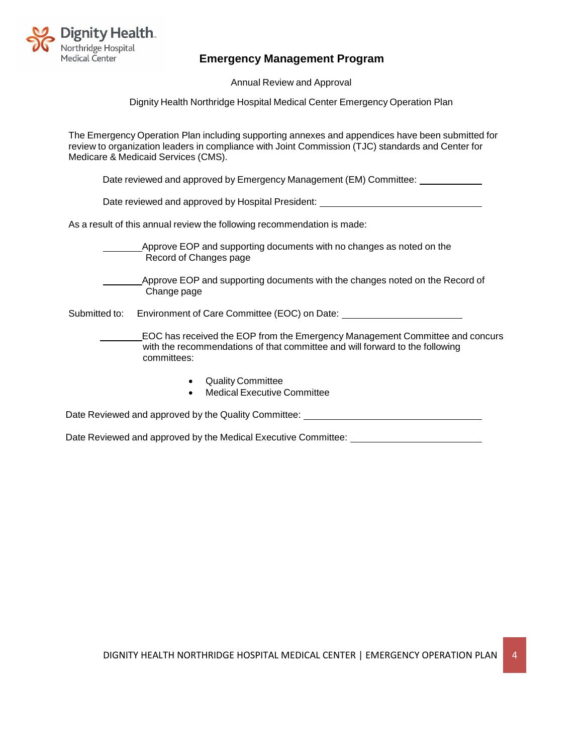# Emergency Management Program

Annual Review and Approval

Dignity Health Northridge Hospital Medical Center Emergency Operation Plan

The Emergency Operation Plan including supporting annexes and appendices have been submitted for review to organization leaders in compliance with Joint Commission (TJC) standards and Center for Medicare & Medicaid Services (CMS).

Date reviewed and approved by Emergency Management (EM) Committee: ____________

Date reviewed and approved by Hospital President: ________________________________

As a result of this annual review the following recommendation is made:

________Approve EOP and supporting documents with no changes as noted on the Record of Changes page

________Approve EOP and supporting documents with the changes noted on the Record of Change page

Submitted to: Environment of Care Committee (EOC) on Date: ________________________

________EOC has received the EOP from the Emergency Management Committee and concurs with the recommendations of that committee and will forward to the following committees:

- Quality Committee
- Medical Executive Committee

Date Reviewed and approved by the Quality Committee: ________________________________

Date Reviewed and approved by the Medical Executive Committee: __________________________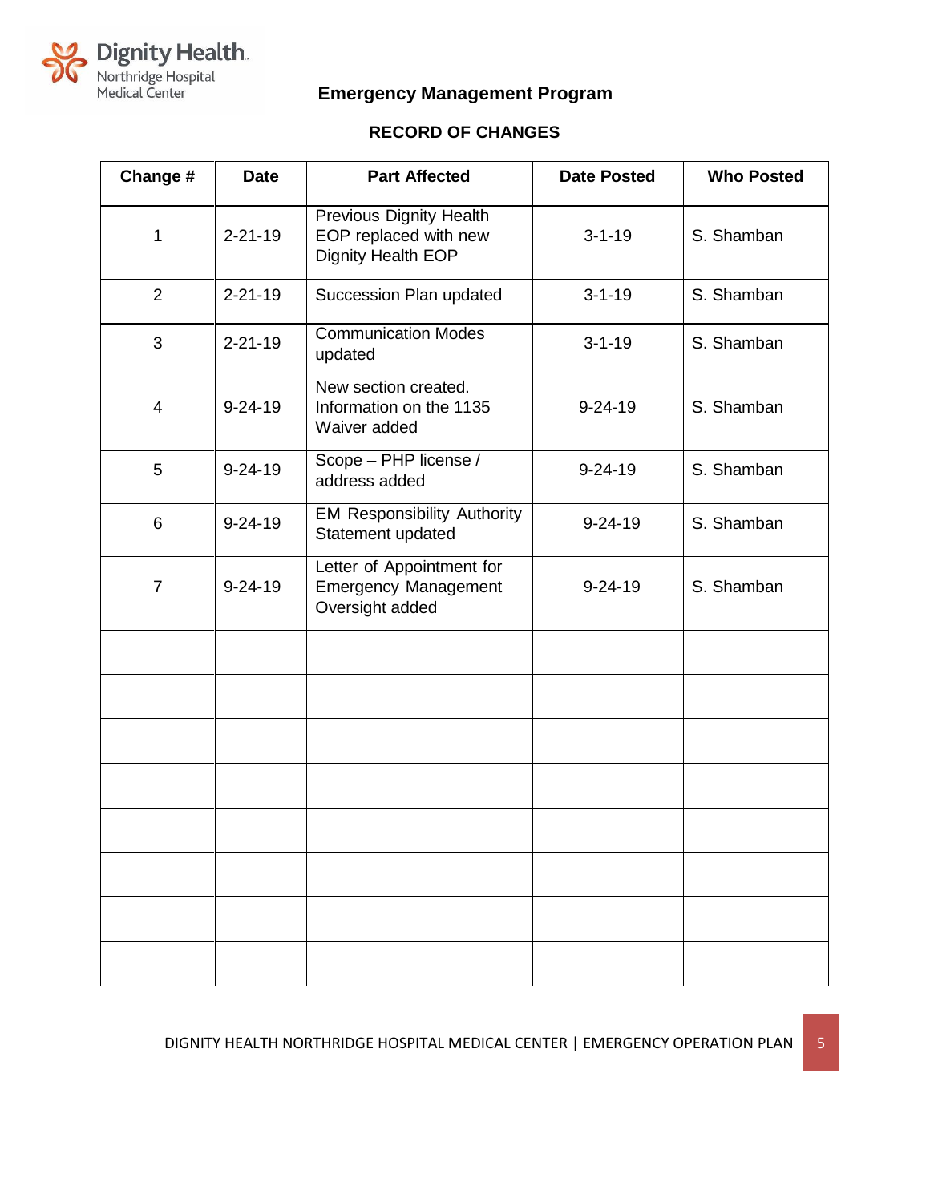# Emergency Management Program

## RECORD OF CHANGES

| Change # | Date | Part Affected | Date Posted | Who Posted |
|---|---|---|---|---|
| 1 | 2-21-19 | Previous Dignity Health EOP replaced with new Dignity Health EOP | 3-1-19 | S. Shamban |
| 2 | 2-21-19 | Succession Plan updated | 3-1-19 | S. Shamban |
| 3 | 2-21-19 | Communication Modes updated | 3-1-19 | S. Shamban |
| 4 | 9-24-19 | New section created. Information on the 1135 Waiver added | 9-24-19 | S. Shamban |
| 5 | 9-24-19 | Scope – PHP license / address added | 9-24-19 | S. Shamban |
| 6 | 9-24-19 | EM Responsibility Authority Statement updated | 9-24-19 | S. Shamban |
| 7 | 9-24-19 | Letter of Appointment for Emergency Management Oversight added | 9-24-19 | S. Shamban |
| | | | | |
| | | | | |
| | | | | |
| | | | | |
| | | | | |
| | | | | |
| | | | | |
| | | | | |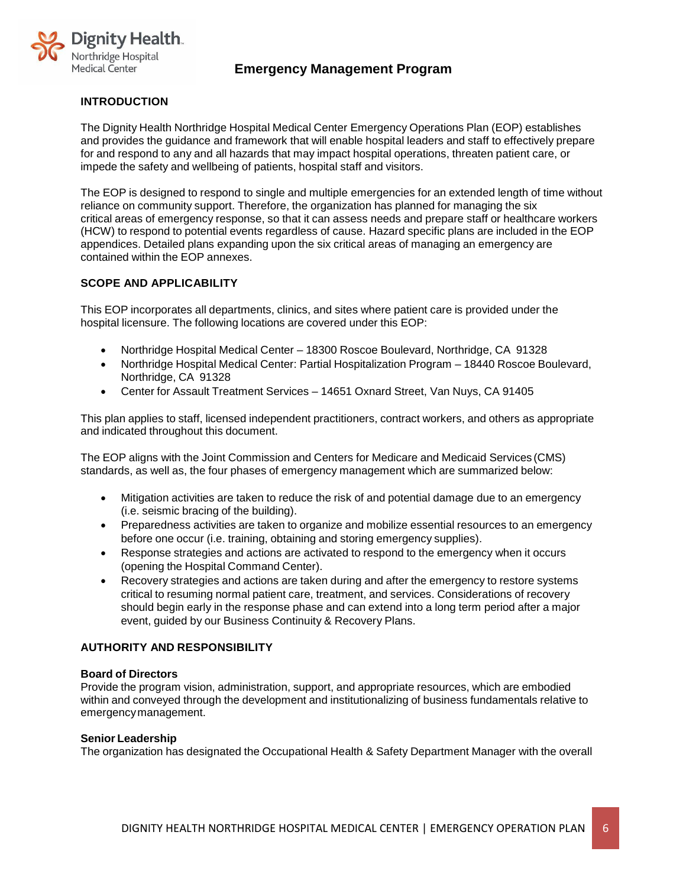## Emergency Management Program

### INTRODUCTION

The Dignity Health Northridge Hospital Medical Center Emergency Operations Plan (EOP) establishes and provides the guidance and framework that will enable hospital leaders and staff to effectively prepare for and respond to any and all hazards that may impact hospital operations, threaten patient care, or impede the safety and wellbeing of patients, hospital staff and visitors.

The EOP is designed to respond to single and multiple emergencies for an extended length of time without reliance on community support. Therefore, the organization has planned for managing the six critical areas of emergency response, so that it can assess needs and prepare staff or healthcare workers (HCW) to respond to potential events regardless of cause. Hazard specific plans are included in the EOP appendices. Detailed plans expanding upon the six critical areas of managing an emergency are contained within the EOP annexes.

### SCOPE AND APPLICABILITY

This EOP incorporates all departments, clinics, and sites where patient care is provided under the hospital licensure. The following locations are covered under this EOP:

- Northridge Hospital Medical Center – 18300 Roscoe Boulevard, Northridge, CA 91328
- Northridge Hospital Medical Center: Partial Hospitalization Program – 18440 Roscoe Boulevard, Northridge, CA 91328
- Center for Assault Treatment Services – 14651 Oxnard Street, Van Nuys, CA 91405

This plan applies to staff, licensed independent practitioners, contract workers, and others as appropriate and indicated throughout this document.

The EOP aligns with the Joint Commission and Centers for Medicare and Medicaid Services (CMS) standards, as well as, the four phases of emergency management which are summarized below:

- Mitigation activities are taken to reduce the risk of and potential damage due to an emergency (i.e. seismic bracing of the building).
- Preparedness activities are taken to organize and mobilize essential resources to an emergency before one occur (i.e. training, obtaining and storing emergency supplies).
- Response strategies and actions are activated to respond to the emergency when it occurs (opening the Hospital Command Center).
- Recovery strategies and actions are taken during and after the emergency to restore systems critical to resuming normal patient care, treatment, and services. Considerations of recovery should begin early in the response phase and can extend into a long term period after a major event, guided by our Business Continuity & Recovery Plans.

### AUTHORITY AND RESPONSIBILITY

**Board of Directors**
Provide the program vision, administration, support, and appropriate resources, which are embodied within and conveyed through the development and institutionalizing of business fundamentals relative to emergency management.

**Senior Leadership**
The organization has designated the Occupational Health & Safety Department Manager with the overall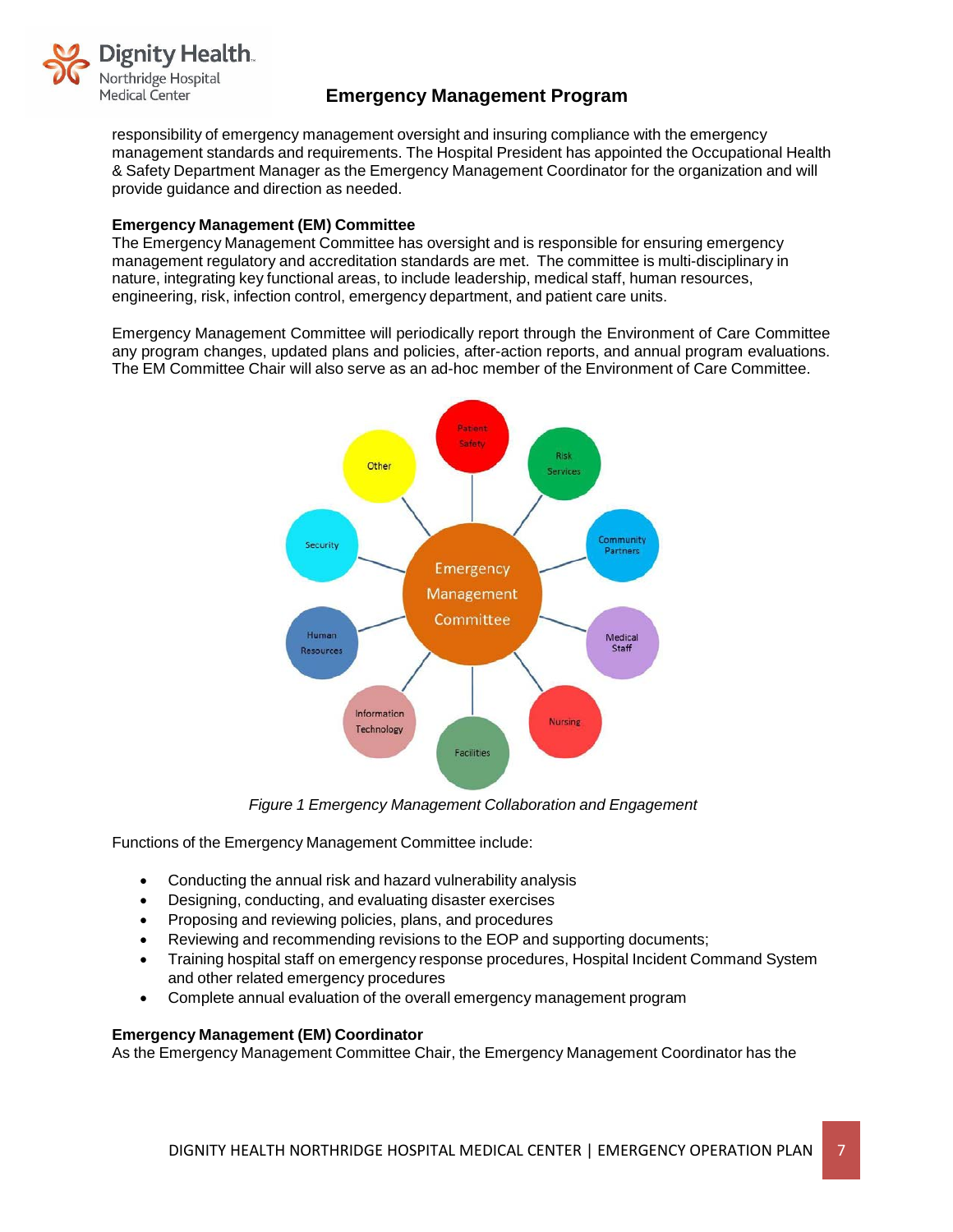responsibility of emergency management oversight and insuring compliance with the emergency management standards and requirements. The Hospital President has appointed the Occupational Health & Safety Department Manager as the Emergency Management Coordinator for the organization and will provide guidance and direction as needed.

**Emergency Management (EM) Committee**

The Emergency Management Committee has oversight and is responsible for ensuring emergency management regulatory and accreditation standards are met. The committee is multi-disciplinary in nature, integrating key functional areas, to include leadership, medical staff, human resources, engineering, risk, infection control, emergency department, and patient care units.

Emergency Management Committee will periodically report through the Environment of Care Committee any program changes, updated plans and policies, after-action reports, and annual program evaluations. The EM Committee Chair will also serve as an ad-hoc member of the Environment of Care Committee.

*Figure 1 Emergency Management Collaboration and Engagement*

Functions of the Emergency Management Committee include:

- Conducting the annual risk and hazard vulnerability analysis
- Designing, conducting, and evaluating disaster exercises
- Proposing and reviewing policies, plans, and procedures
- Reviewing and recommending revisions to the EOP and supporting documents;
- Training hospital staff on emergency response procedures, Hospital Incident Command System and other related emergency procedures
- Complete annual evaluation of the overall emergency management program

**Emergency Management (EM) Coordinator**

As the Emergency Management Committee Chair, the Emergency Management Coordinator has the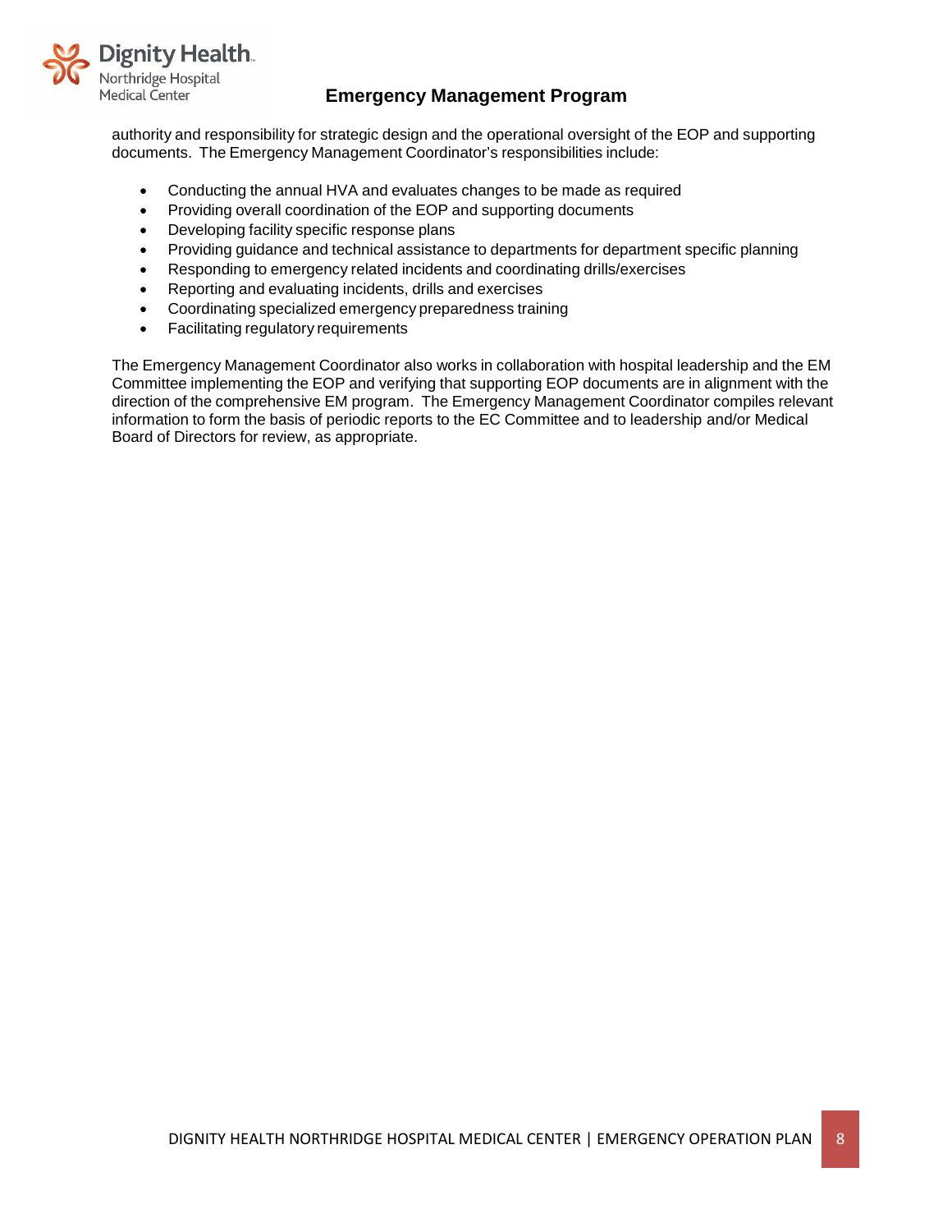authority and responsibility for strategic design and the operational oversight of the EOP and supporting documents. The Emergency Management Coordinator's responsibilities include:

- Conducting the annual HVA and evaluates changes to be made as required
- Providing overall coordination of the EOP and supporting documents
- Developing facility specific response plans
- Providing guidance and technical assistance to departments for department specific planning
- Responding to emergency related incidents and coordinating drills/exercises
- Reporting and evaluating incidents, drills and exercises
- Coordinating specialized emergency preparedness training
- Facilitating regulatory requirements

The Emergency Management Coordinator also works in collaboration with hospital leadership and the EM Committee implementing the EOP and verifying that supporting EOP documents are in alignment with the direction of the comprehensive EM program. The Emergency Management Coordinator compiles relevant information to form the basis of periodic reports to the EC Committee and to leadership and/or Medical Board of Directors for review, as appropriate.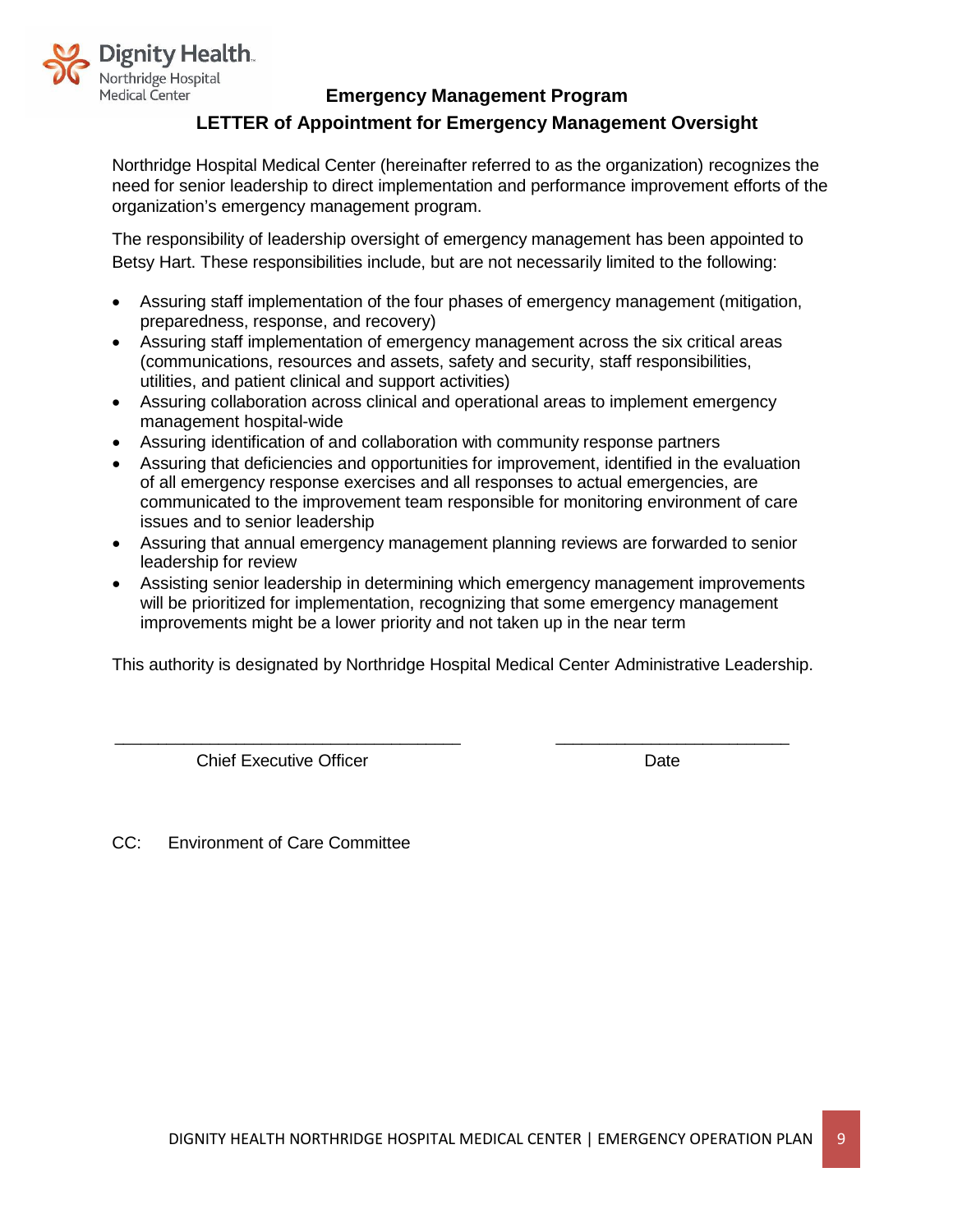Dignity Health.
Northridge Hospital
Medical Center

## Emergency Management Program

## LETTER of Appointment for Emergency Management Oversight

Northridge Hospital Medical Center (hereinafter referred to as the organization) recognizes the need for senior leadership to direct implementation and performance improvement efforts of the organization's emergency management program.

The responsibility of leadership oversight of emergency management has been appointed to Betsy Hart. These responsibilities include, but are not necessarily limited to the following:

- Assuring staff implementation of the four phases of emergency management (mitigation, preparedness, response, and recovery)
- Assuring staff implementation of emergency management across the six critical areas (communications, resources and assets, safety and security, staff responsibilities, utilities, and patient clinical and support activities)
- Assuring collaboration across clinical and operational areas to implement emergency management hospital-wide
- Assuring identification of and collaboration with community response partners
- Assuring that deficiencies and opportunities for improvement, identified in the evaluation of all emergency response exercises and all responses to actual emergencies, are communicated to the improvement team responsible for monitoring environment of care issues and to senior leadership
- Assuring that annual emergency management planning reviews are forwarded to senior leadership for review
- Assisting senior leadership in determining which emergency management improvements will be prioritized for implementation, recognizing that some emergency management improvements might be a lower priority and not taken up in the near term

This authority is designated by Northridge Hospital Medical Center Administrative Leadership.

\_\_\_\_\_\_\_\_\_\_\_\_\_\_\_\_\_\_\_\_\_\_\_\_\_\_\_\_\_\_\_\_\_\_\_\_\_\_ \_\_\_\_\_\_\_\_\_\_\_\_\_\_\_\_\_\_\_\_\_\_\_\_\_\_

Chief Executive Officer Date

CC: Environment of Care Committee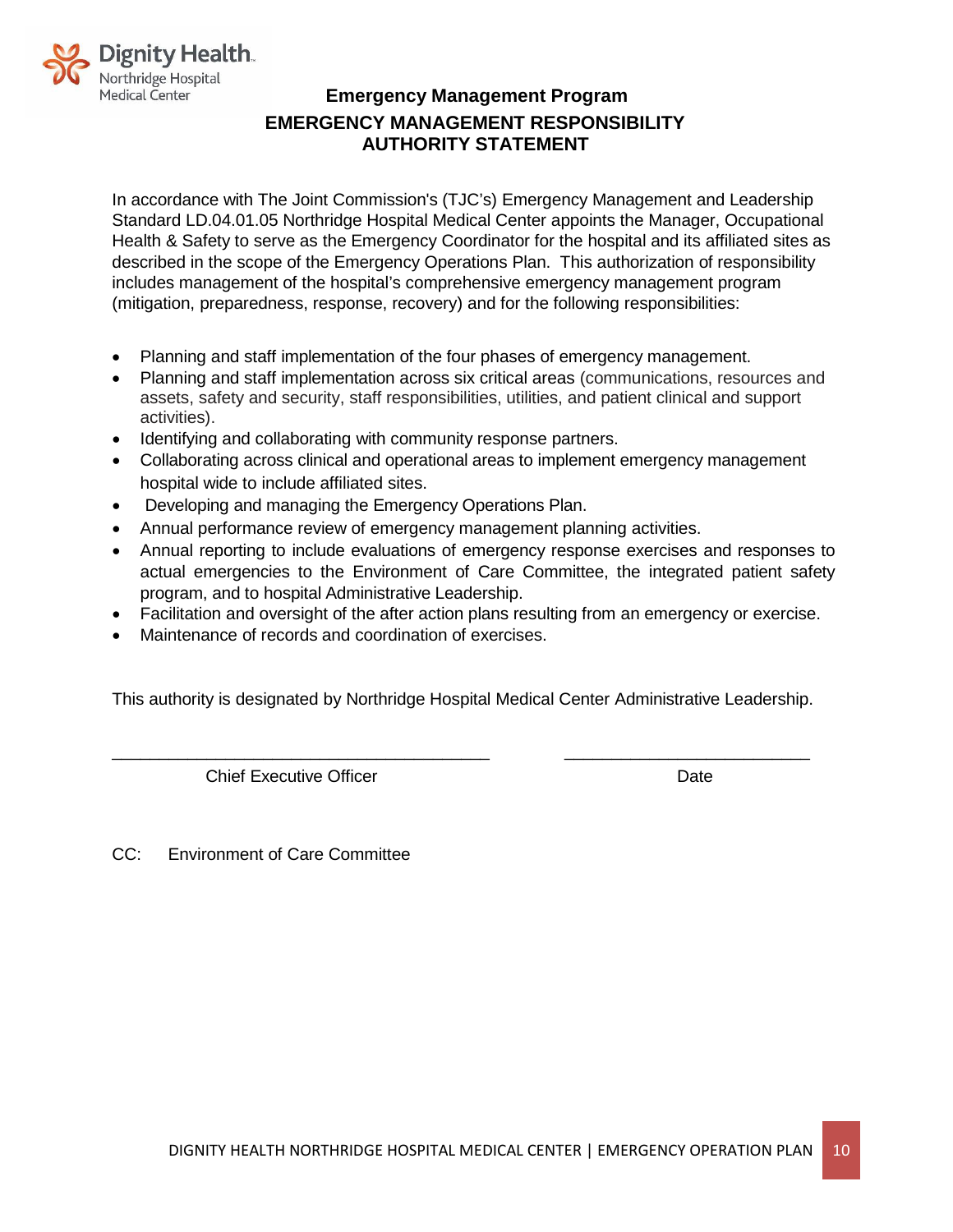Dignity Health
Northridge Hospital
Medical Center

## Emergency Management Program

## EMERGENCY MANAGEMENT RESPONSIBILITY AUTHORITY STATEMENT

In accordance with The Joint Commission's (TJC's) Emergency Management and Leadership Standard LD.04.01.05 Northridge Hospital Medical Center appoints the Manager, Occupational Health & Safety to serve as the Emergency Coordinator for the hospital and its affiliated sites as described in the scope of the Emergency Operations Plan. This authorization of responsibility includes management of the hospital's comprehensive emergency management program (mitigation, preparedness, response, recovery) and for the following responsibilities:

- Planning and staff implementation of the four phases of emergency management.
- Planning and staff implementation across six critical areas (communications, resources and assets, safety and security, staff responsibilities, utilities, and patient clinical and support activities).
- Identifying and collaborating with community response partners.
- Collaborating across clinical and operational areas to implement emergency management hospital wide to include affiliated sites.
- Developing and managing the Emergency Operations Plan.
- Annual performance review of emergency management planning activities.
- Annual reporting to include evaluations of emergency response exercises and responses to actual emergencies to the Environment of Care Committee, the integrated patient safety program, and to hospital Administrative Leadership.
- Facilitation and oversight of the after action plans resulting from an emergency or exercise.
- Maintenance of records and coordination of exercises.

This authority is designated by Northridge Hospital Medical Center Administrative Leadership.

\_\_\_\_\_\_\_\_\_\_\_\_\_\_\_\_\_\_\_\_\_\_\_\_\_\_\_\_\_\_\_\_\_\_\_\_\_\_\_ \_\_\_\_\_\_\_\_\_\_\_\_\_\_\_\_\_\_\_\_\_\_\_\_\_\_

Chief Executive Officer Date

CC: Environment of Care Committee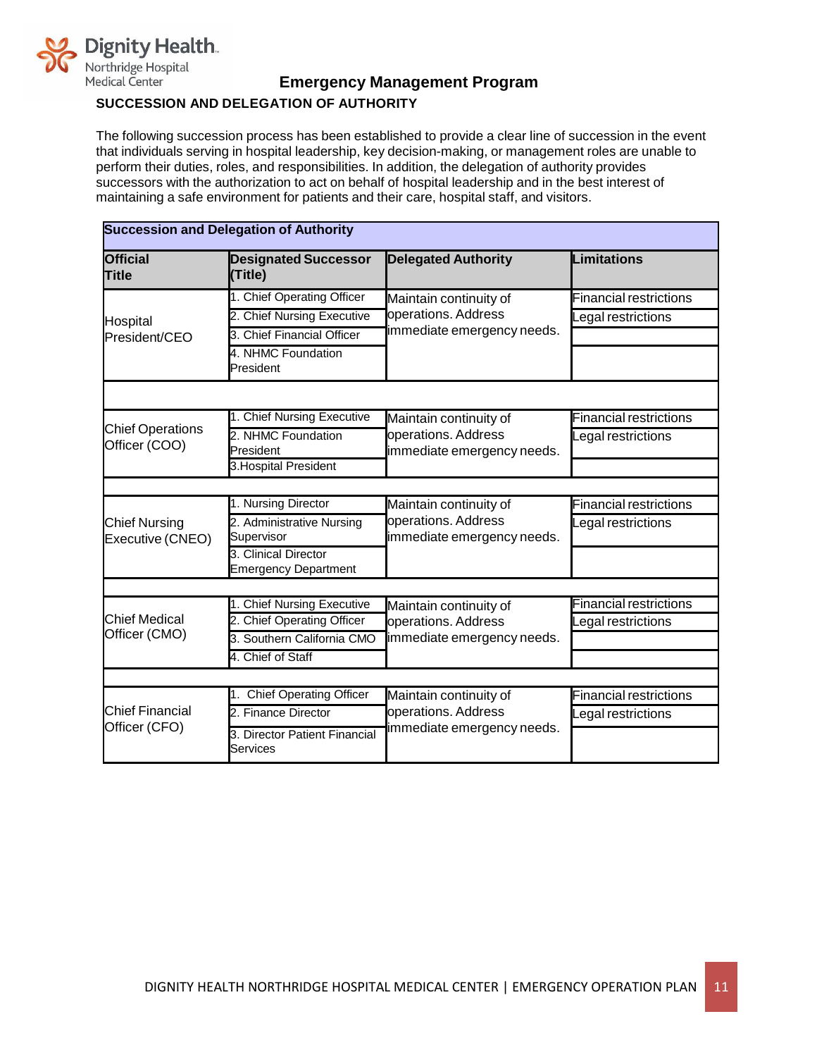## Emergency Management Program

### SUCCESSION AND DELEGATION OF AUTHORITY

The following succession process has been established to provide a clear line of succession in the event that individuals serving in hospital leadership, key decision-making, or management roles are unable to perform their duties, roles, and responsibilities. In addition, the delegation of authority provides successors with the authorization to act on behalf of hospital leadership and in the best interest of maintaining a safe environment for patients and their care, hospital staff, and visitors.

**Succession and Delegation of Authority**

| Official Title | Designated Successor (Title) | Delegated Authority | Limitations |
|---|---|---|---|
| Hospital President/CEO | 1. Chief Operating Officer | Maintain continuity of operations. Address immediate emergency needs. | Financial restrictions |
| | 2. Chief Nursing Executive | | Legal restrictions |
| | 3. Chief Financial Officer | | |
| | 4. NHMC Foundation President | | |
| | | | |
| Chief Operations Officer (COO) | 1. Chief Nursing Executive | Maintain continuity of operations. Address immediate emergency needs. | Financial restrictions |
| | 2. NHMC Foundation President | | Legal restrictions |
| | 3.Hospital President | | |
| | | | |
| Chief Nursing Executive (CNEO) | 1. Nursing Director | Maintain continuity of operations. Address immediate emergency needs. | Financial restrictions |
| | 2. Administrative Nursing Supervisor | | Legal restrictions |
| | 3. Clinical Director Emergency Department | | |
| | | | |
| Chief Medical Officer (CMO) | 1. Chief Nursing Executive | Maintain continuity of operations. Address immediate emergency needs. | Financial restrictions |
| | 2. Chief Operating Officer | | Legal restrictions |
| | 3. Southern California CMO | | |
| | 4. Chief of Staff | | |
| | | | |
| Chief Financial Officer (CFO) | 1. Chief Operating Officer | Maintain continuity of operations. Address immediate emergency needs. | Financial restrictions |
| | 2. Finance Director | | Legal restrictions |
| | 3. Director Patient Financial Services | | |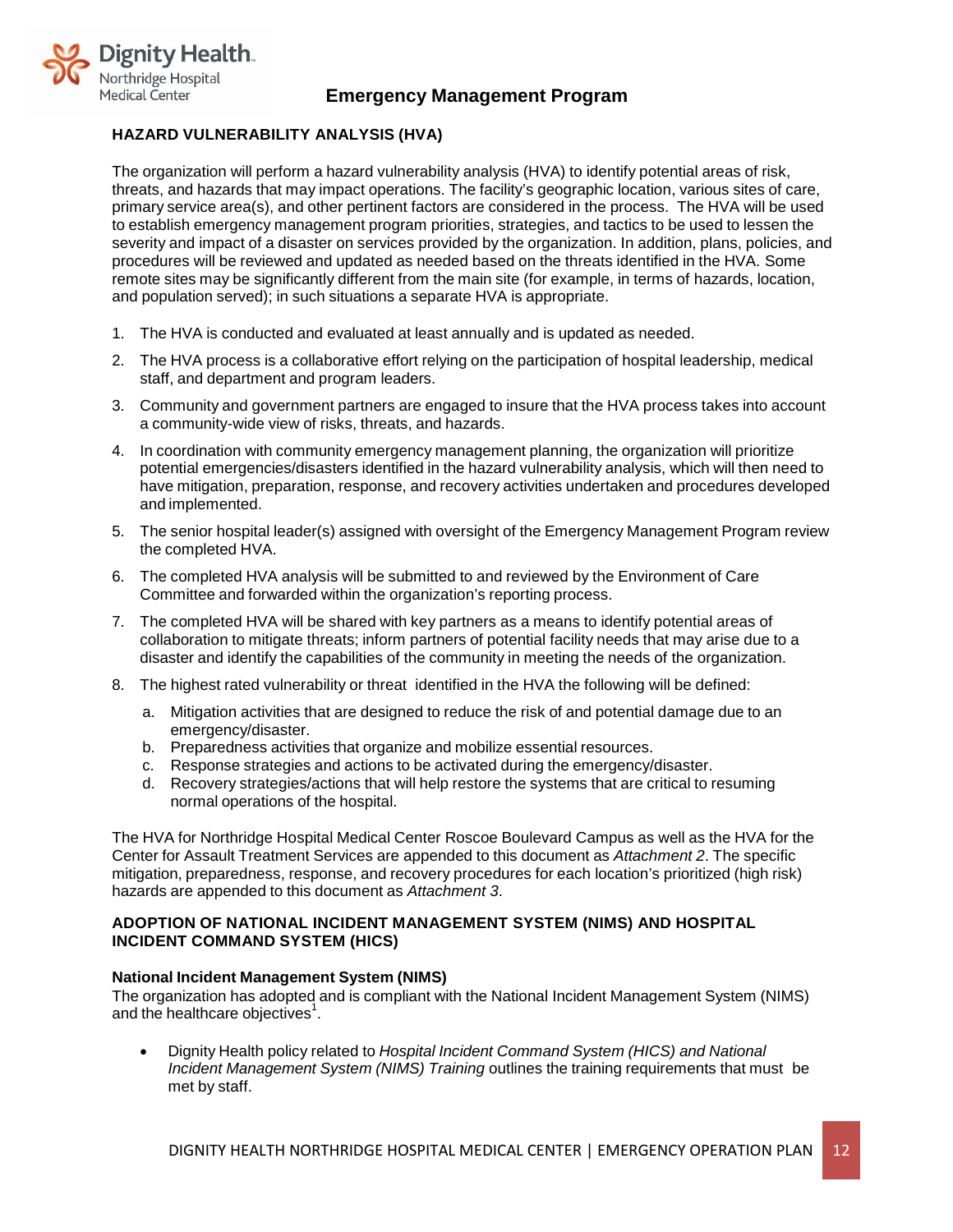## HAZARD VULNERABILITY ANALYSIS (HVA)

The organization will perform a hazard vulnerability analysis (HVA) to identify potential areas of risk, threats, and hazards that may impact operations. The facility's geographic location, various sites of care, primary service area(s), and other pertinent factors are considered in the process. The HVA will be used to establish emergency management program priorities, strategies, and tactics to be used to lessen the severity and impact of a disaster on services provided by the organization. In addition, plans, policies, and procedures will be reviewed and updated as needed based on the threats identified in the HVA. Some remote sites may be significantly different from the main site (for example, in terms of hazards, location, and population served); in such situations a separate HVA is appropriate.

1. The HVA is conducted and evaluated at least annually and is updated as needed.
2. The HVA process is a collaborative effort relying on the participation of hospital leadership, medical staff, and department and program leaders.
3. Community and government partners are engaged to insure that the HVA process takes into account a community-wide view of risks, threats, and hazards.
4. In coordination with community emergency management planning, the organization will prioritize potential emergencies/disasters identified in the hazard vulnerability analysis, which will then need to have mitigation, preparation, response, and recovery activities undertaken and procedures developed and implemented.
5. The senior hospital leader(s) assigned with oversight of the Emergency Management Program review the completed HVA.
6. The completed HVA analysis will be submitted to and reviewed by the Environment of Care Committee and forwarded within the organization's reporting process.
7. The completed HVA will be shared with key partners as a means to identify potential areas of collaboration to mitigate threats; inform partners of potential facility needs that may arise due to a disaster and identify the capabilities of the community in meeting the needs of the organization.
8. The highest rated vulnerability or threat identified in the HVA the following will be defined:
   a. Mitigation activities that are designed to reduce the risk of and potential damage due to an emergency/disaster.
   b. Preparedness activities that organize and mobilize essential resources.
   c. Response strategies and actions to be activated during the emergency/disaster.
   d. Recovery strategies/actions that will help restore the systems that are critical to resuming normal operations of the hospital.

The HVA for Northridge Hospital Medical Center Roscoe Boulevard Campus as well as the HVA for the Center for Assault Treatment Services are appended to this document as *Attachment 2*. The specific mitigation, preparedness, response, and recovery procedures for each location's prioritized (high risk) hazards are appended to this document as *Attachment 3*.

## ADOPTION OF NATIONAL INCIDENT MANAGEMENT SYSTEM (NIMS) AND HOSPITAL INCIDENT COMMAND SYSTEM (HICS)

### National Incident Management System (NIMS)

The organization has adopted and is compliant with the National Incident Management System (NIMS) and the healthcare objectives[1].

- Dignity Health policy related to *Hospital Incident Command System (HICS) and National Incident Management System (NIMS) Training* outlines the training requirements that must be met by staff.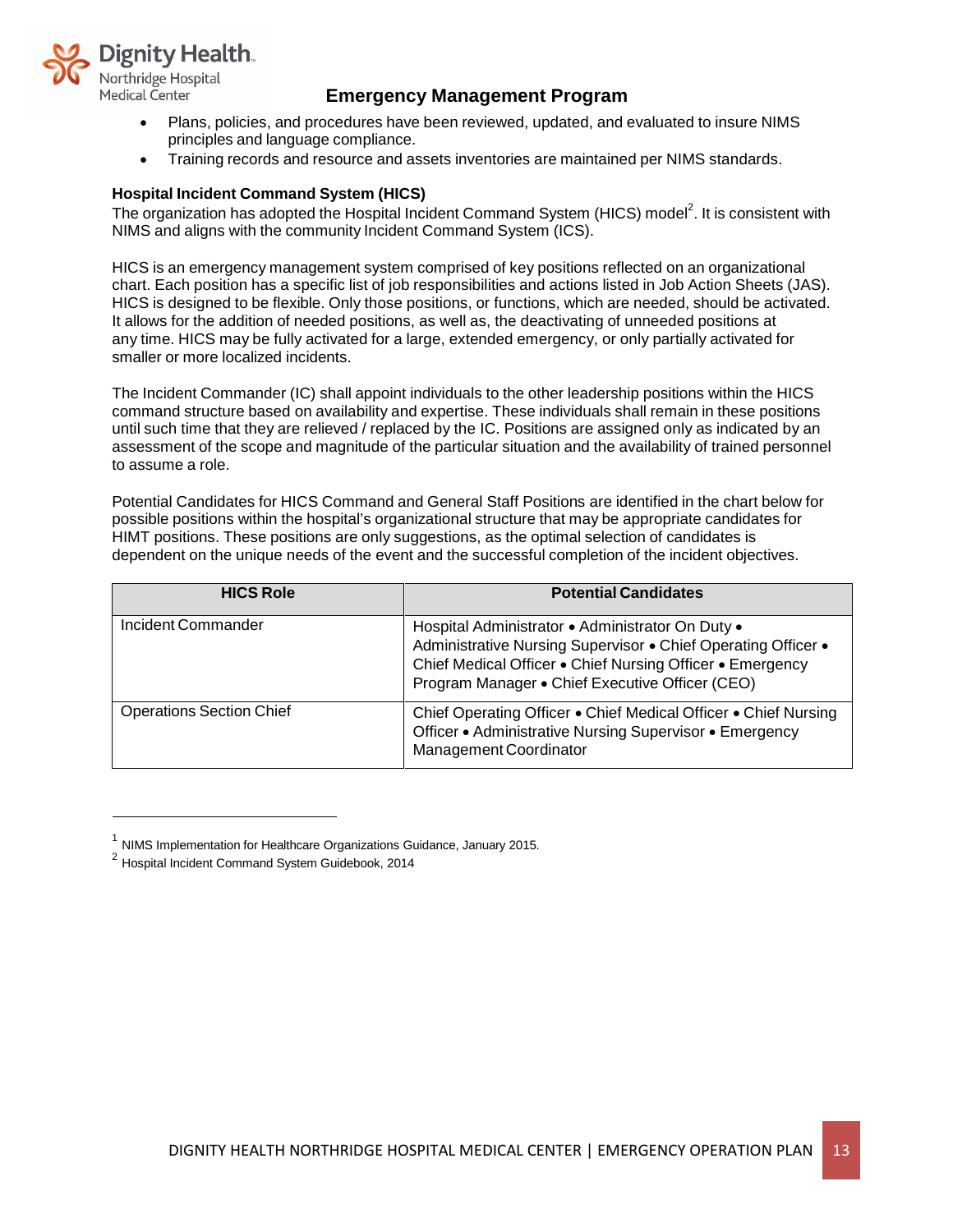- Plans, policies, and procedures have been reviewed, updated, and evaluated to insure NIMS principles and language compliance.
- Training records and resource and assets inventories are maintained per NIMS standards.

### Hospital Incident Command System (HICS)

The organization has adopted the Hospital Incident Command System (HICS) model[2]. It is consistent with NIMS and aligns with the community Incident Command System (ICS).

HICS is an emergency management system comprised of key positions reflected on an organizational chart. Each position has a specific list of job responsibilities and actions listed in Job Action Sheets (JAS). HICS is designed to be flexible. Only those positions, or functions, which are needed, should be activated. It allows for the addition of needed positions, as well as, the deactivating of unneeded positions at any time. HICS may be fully activated for a large, extended emergency, or only partially activated for smaller or more localized incidents.

The Incident Commander (IC) shall appoint individuals to the other leadership positions within the HICS command structure based on availability and expertise. These individuals shall remain in these positions until such time that they are relieved / replaced by the IC. Positions are assigned only as indicated by an assessment of the scope and magnitude of the particular situation and the availability of trained personnel to assume a role.

Potential Candidates for HICS Command and General Staff Positions are identified in the chart below for possible positions within the hospital's organizational structure that may be appropriate candidates for HIMT positions. These positions are only suggestions, as the optimal selection of candidates is dependent on the unique needs of the event and the successful completion of the incident objectives.

| HICS Role | Potential Candidates |
| --- | --- |
| Incident Commander | Hospital Administrator • Administrator On Duty • Administrative Nursing Supervisor • Chief Operating Officer • Chief Medical Officer • Chief Nursing Officer • Emergency Program Manager • Chief Executive Officer (CEO) |
| Operations Section Chief | Chief Operating Officer • Chief Medical Officer • Chief Nursing Officer • Administrative Nursing Supervisor • Emergency Management Coordinator |

---

[1] NIMS Implementation for Healthcare Organizations Guidance, January 2015.

[2] Hospital Incident Command System Guidebook, 2014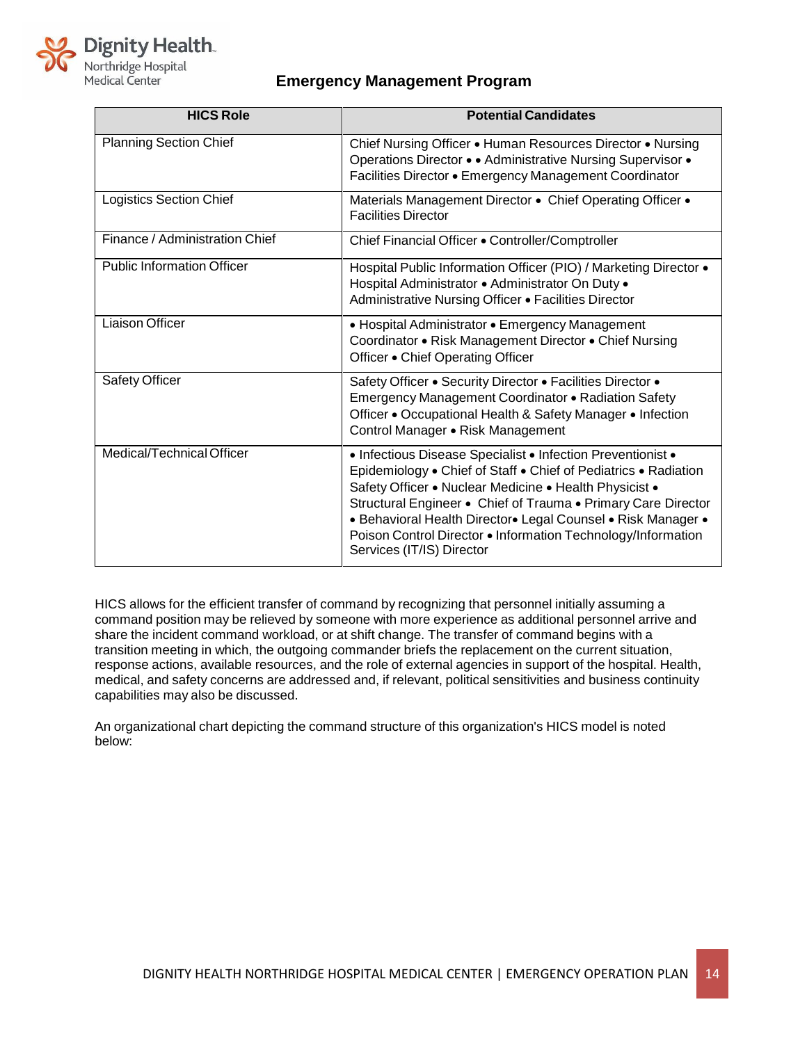## Emergency Management Program

| HICS Role | Potential Candidates |
|---|---|
| Planning Section Chief | Chief Nursing Officer • Human Resources Director • Nursing Operations Director • • Administrative Nursing Supervisor • Facilities Director • Emergency Management Coordinator |
| Logistics Section Chief | Materials Management Director • Chief Operating Officer • Facilities Director |
| Finance / Administration Chief | Chief Financial Officer • Controller/Comptroller |
| Public Information Officer | Hospital Public Information Officer (PIO) / Marketing Director • Hospital Administrator • Administrator On Duty • Administrative Nursing Officer • Facilities Director |
| Liaison Officer | • Hospital Administrator • Emergency Management Coordinator • Risk Management Director • Chief Nursing Officer • Chief Operating Officer |
| Safety Officer | Safety Officer • Security Director • Facilities Director • Emergency Management Coordinator • Radiation Safety Officer • Occupational Health & Safety Manager • Infection Control Manager • Risk Management |
| Medical/Technical Officer | • Infectious Disease Specialist • Infection Preventionist • Epidemiology • Chief of Staff • Chief of Pediatrics • Radiation Safety Officer • Nuclear Medicine • Health Physicist • Structural Engineer • Chief of Trauma • Primary Care Director • Behavioral Health Director• Legal Counsel • Risk Manager • Poison Control Director • Information Technology/Information Services (IT/IS) Director |

HICS allows for the efficient transfer of command by recognizing that personnel initially assuming a command position may be relieved by someone with more experience as additional personnel arrive and share the incident command workload, or at shift change. The transfer of command begins with a transition meeting in which, the outgoing commander briefs the replacement on the current situation, response actions, available resources, and the role of external agencies in support of the hospital. Health, medical, and safety concerns are addressed and, if relevant, political sensitivities and business continuity capabilities may also be discussed.

An organizational chart depicting the command structure of this organization's HICS model is noted below: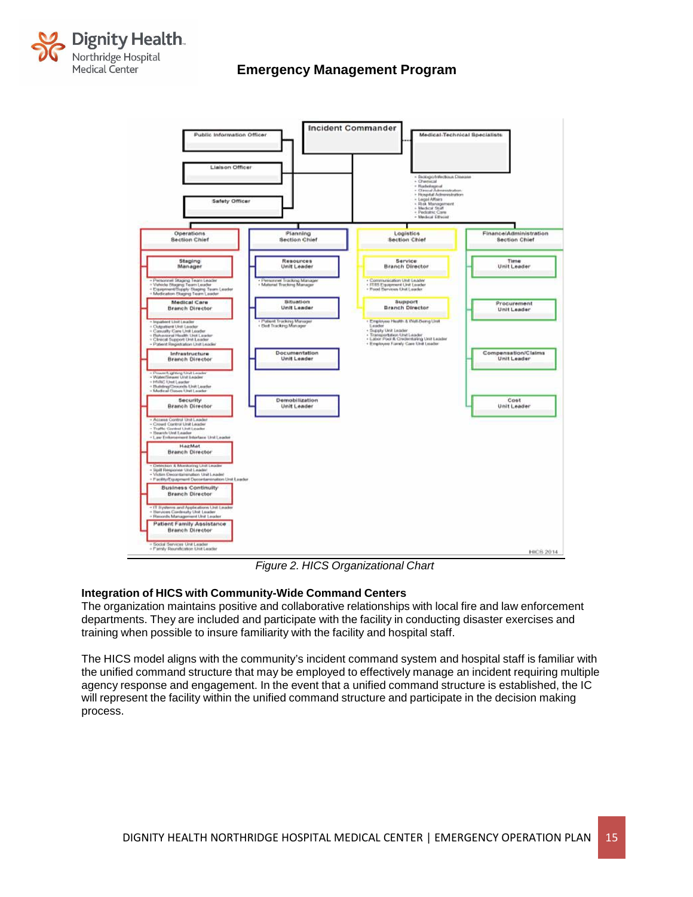- Incident Commander
  - Public Information Officer
  - Liaison Officer
  - Safety Officer
  - Medical-Technical Specialists
    - Biologic/Infectious Disease
    - Chemical
    - Radiological
    - Clinical Administration
    - Hospital Administration
    - Legal Affairs
    - Risk Management
    - Medical Staff
    - Pediatric Care
    - Medical Ethicist
- Operations Section Chief
  - Staging Manager
    - Personnel Staging Team Leader
    - Vehicle Staging Team Leader
    - Equipment/Supply Staging Team Leader
    - Medication Staging Team Leader
  - Medical Care Branch Director
    - Inpatient Unit Leader
    - Outpatient Unit Leader
    - Casualty Care Unit Leader
    - Behavioral Health Unit Leader
    - Clinical Support Unit Leader
    - Patient Registration Unit Leader
  - Infrastructure Branch Director
    - Power/Lighting Unit Leader
    - Water/Sewer Unit Leader
    - HVAC Unit Leader
    - Building/Grounds Unit Leader
    - Medical Gases Unit Leader
  - Security Branch Director
    - Access Control Unit Leader
    - Crowd Control Unit Leader
    - Traffic Control Unit Leader
    - Search Unit Leader
    - Law Enforcement Interface Unit Leader
  - HazMat Branch Director
    - Detection & Monitoring Unit Leader
    - Spill Response Unit Leader
    - Victim Decontamination Unit Leader
    - Facility/Equipment Decontamination Unit Leader
  - Business Continuity Branch Director
    - IT Systems and Applications Unit Leader
    - Services Continuity Unit Leader
    - Records Management Unit Leader
  - Patient Family Assistance Branch Director
    - Social Services Unit Leader
    - Family Reunification Unit Leader
- Planning Section Chief
  - Resources Unit Leader
    - Personnel Tracking Manager
    - Material Tracking Manager
  - Situation Unit Leader
    - Patient Tracking Manager
    - Bed Tracking Manager
  - Documentation Unit Leader
  - Demobilization Unit Leader
- Logistics Section Chief
  - Service Branch Director
    - Communication Unit Leader
    - IT/IS Equipment Unit Leader
    - Food Services Unit Leader
  - Support Branch Director
    - Employee Health & Well-Being Unit Leader
    - Supply Unit Leader
    - Transportation Unit Leader
    - Labor Pool & Credentialing Unit Leader
    - Employee Family Care Unit Leader
- Finance/Administration Section Chief
  - Time Unit Leader
  - Procurement Unit Leader
  - Compensation/Claims Unit Leader
  - Cost Unit Leader

HICS 2014

*Figure 2. HICS Organizational Chart*

**Integration of HICS with Community-Wide Command Centers**

The organization maintains positive and collaborative relationships with local fire and law enforcement departments. They are included and participate with the facility in conducting disaster exercises and training when possible to insure familiarity with the facility and hospital staff.

The HICS model aligns with the community's incident command system and hospital staff is familiar with the unified command structure that may be employed to effectively manage an incident requiring multiple agency response and engagement. In the event that a unified command structure is established, the IC will represent the facility within the unified command structure and participate in the decision making process.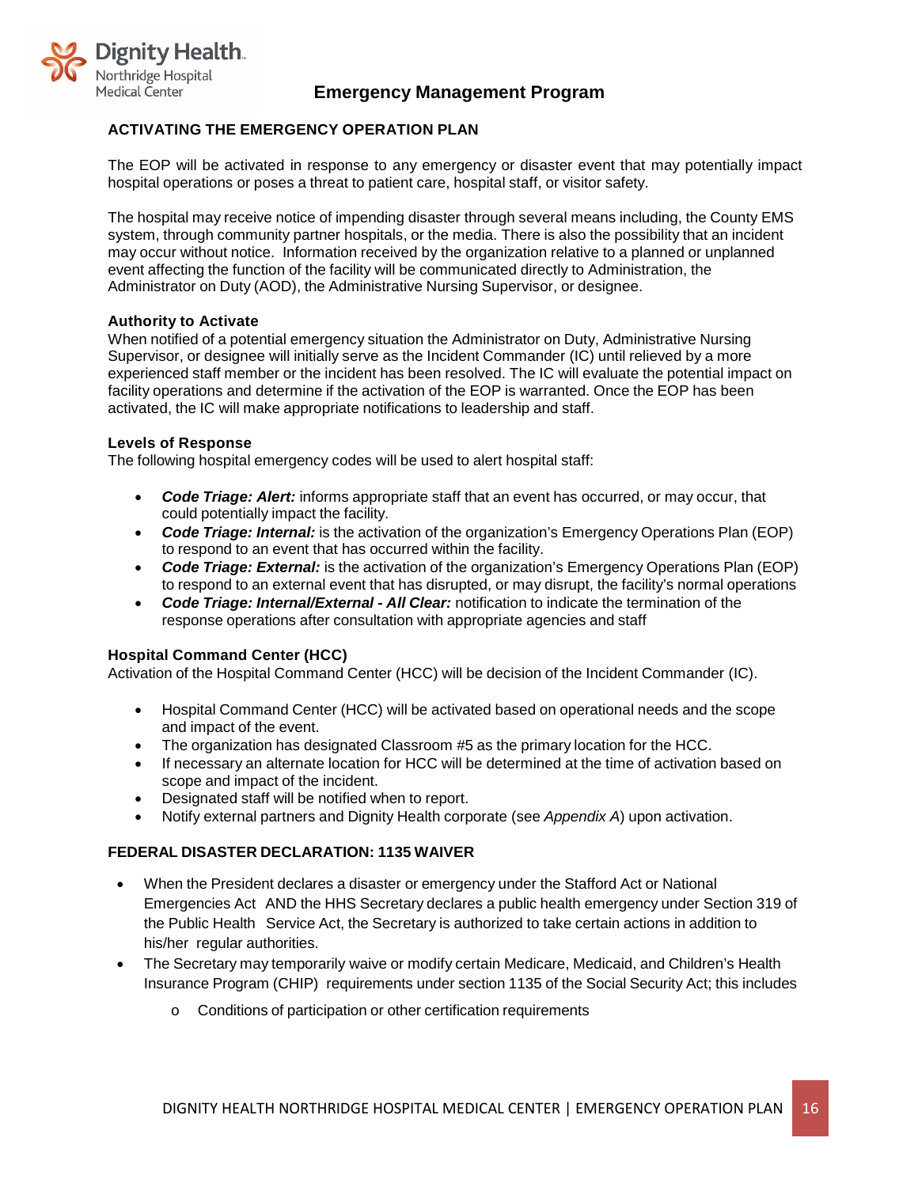## ACTIVATING THE EMERGENCY OPERATION PLAN

The EOP will be activated in response to any emergency or disaster event that may potentially impact hospital operations or poses a threat to patient care, hospital staff, or visitor safety.

The hospital may receive notice of impending disaster through several means including, the County EMS system, through community partner hospitals, or the media. There is also the possibility that an incident may occur without notice. Information received by the organization relative to a planned or unplanned event affecting the function of the facility will be communicated directly to Administration, the Administrator on Duty (AOD), the Administrative Nursing Supervisor, or designee.

### Authority to Activate

When notified of a potential emergency situation the Administrator on Duty, Administrative Nursing Supervisor, or designee will initially serve as the Incident Commander (IC) until relieved by a more experienced staff member or the incident has been resolved. The IC will evaluate the potential impact on facility operations and determine if the activation of the EOP is warranted. Once the EOP has been activated, the IC will make appropriate notifications to leadership and staff.

### Levels of Response

The following hospital emergency codes will be used to alert hospital staff:

- ***Code Triage: Alert:*** informs appropriate staff that an event has occurred, or may occur, that could potentially impact the facility.
- ***Code Triage: Internal:*** is the activation of the organization's Emergency Operations Plan (EOP) to respond to an event that has occurred within the facility.
- ***Code Triage: External:*** is the activation of the organization's Emergency Operations Plan (EOP) to respond to an external event that has disrupted, or may disrupt, the facility's normal operations
- ***Code Triage: Internal/External - All Clear:*** notification to indicate the termination of the response operations after consultation with appropriate agencies and staff

### Hospital Command Center (HCC)

Activation of the Hospital Command Center (HCC) will be decision of the Incident Commander (IC).

- Hospital Command Center (HCC) will be activated based on operational needs and the scope and impact of the event.
- The organization has designated Classroom #5 as the primary location for the HCC.
- If necessary an alternate location for HCC will be determined at the time of activation based on scope and impact of the incident.
- Designated staff will be notified when to report.
- Notify external partners and Dignity Health corporate (see *Appendix A*) upon activation.

## FEDERAL DISASTER DECLARATION: 1135 WAIVER

- When the President declares a disaster or emergency under the Stafford Act or National Emergencies Act AND the HHS Secretary declares a public health emergency under Section 319 of the Public Health Service Act, the Secretary is authorized to take certain actions in addition to his/her regular authorities.
- The Secretary may temporarily waive or modify certain Medicare, Medicaid, and Children's Health Insurance Program (CHIP) requirements under section 1135 of the Social Security Act; this includes
  - Conditions of participation or other certification requirements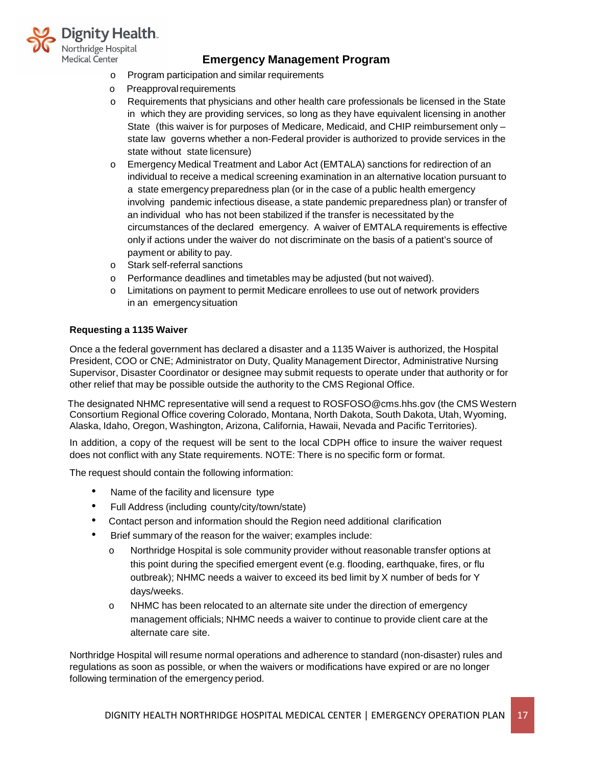- Program participation and similar requirements
- Preapproval requirements
- Requirements that physicians and other health care professionals be licensed in the State in which they are providing services, so long as they have equivalent licensing in another State (this waiver is for purposes of Medicare, Medicaid, and CHIP reimbursement only – state law governs whether a non-Federal provider is authorized to provide services in the state without state licensure)
- Emergency Medical Treatment and Labor Act (EMTALA) sanctions for redirection of an individual to receive a medical screening examination in an alternative location pursuant to a state emergency preparedness plan (or in the case of a public health emergency involving pandemic infectious disease, a state pandemic preparedness plan) or transfer of an individual who has not been stabilized if the transfer is necessitated by the circumstances of the declared emergency. A waiver of EMTALA requirements is effective only if actions under the waiver do not discriminate on the basis of a patient's source of payment or ability to pay.
- Stark self-referral sanctions
- Performance deadlines and timetables may be adjusted (but not waived).
- Limitations on payment to permit Medicare enrollees to use out of network providers in an emergency situation

**Requesting a 1135 Waiver**

Once a the federal government has declared a disaster and a 1135 Waiver is authorized, the Hospital President, COO or CNE; Administrator on Duty, Quality Management Director, Administrative Nursing Supervisor, Disaster Coordinator or designee may submit requests to operate under that authority or for other relief that may be possible outside the authority to the CMS Regional Office.

The designated NHMC representative will send a request to ROSFOSO@cms.hhs.gov (the CMS Western Consortium Regional Office covering Colorado, Montana, North Dakota, South Dakota, Utah, Wyoming, Alaska, Idaho, Oregon, Washington, Arizona, California, Hawaii, Nevada and Pacific Territories).

In addition, a copy of the request will be sent to the local CDPH office to insure the waiver request does not conflict with any State requirements. NOTE: There is no specific form or format.

The request should contain the following information:

- Name of the facility and licensure type
- Full Address (including county/city/town/state)
- Contact person and information should the Region need additional clarification
- Brief summary of the reason for the waiver; examples include:
  - Northridge Hospital is sole community provider without reasonable transfer options at this point during the specified emergent event (e.g. flooding, earthquake, fires, or flu outbreak); NHMC needs a waiver to exceed its bed limit by X number of beds for Y days/weeks.
  - NHMC has been relocated to an alternate site under the direction of emergency management officials; NHMC needs a waiver to continue to provide client care at the alternate care site.

Northridge Hospital will resume normal operations and adherence to standard (non-disaster) rules and regulations as soon as possible, or when the waivers or modifications have expired or are no longer following termination of the emergency period.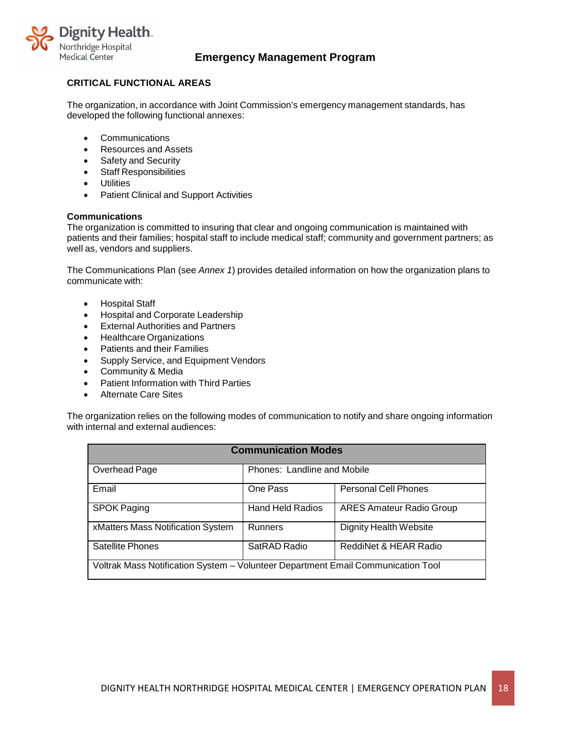## Emergency Management Program

### CRITICAL FUNCTIONAL AREAS

The organization, in accordance with Joint Commission's emergency management standards, has developed the following functional annexes:

- Communications
- Resources and Assets
- Safety and Security
- Staff Responsibilities
- Utilities
- Patient Clinical and Support Activities

**Communications**
The organization is committed to insuring that clear and ongoing communication is maintained with patients and their families; hospital staff to include medical staff; community and government partners; as well as, vendors and suppliers.

The Communications Plan (see *Annex 1*) provides detailed information on how the organization plans to communicate with:

- Hospital Staff
- Hospital and Corporate Leadership
- External Authorities and Partners
- Healthcare Organizations
- Patients and their Families
- Supply Service, and Equipment Vendors
- Community & Media
- Patient Information with Third Parties
- Alternate Care Sites

The organization relies on the following modes of communication to notify and share ongoing information with internal and external audiences:

| Communication Modes | | |
|---|---|---|
| Overhead Page | Phones: Landline and Mobile | |
| Email | One Pass | Personal Cell Phones |
| SPOK Paging | Hand Held Radios | ARES Amateur Radio Group |
| xMatters Mass Notification System | Runners | Dignity Health Website |
| Satellite Phones | SatRAD Radio | ReddiNet & HEAR Radio |
| Voltrak Mass Notification System – Volunteer Department Email Communication Tool | | |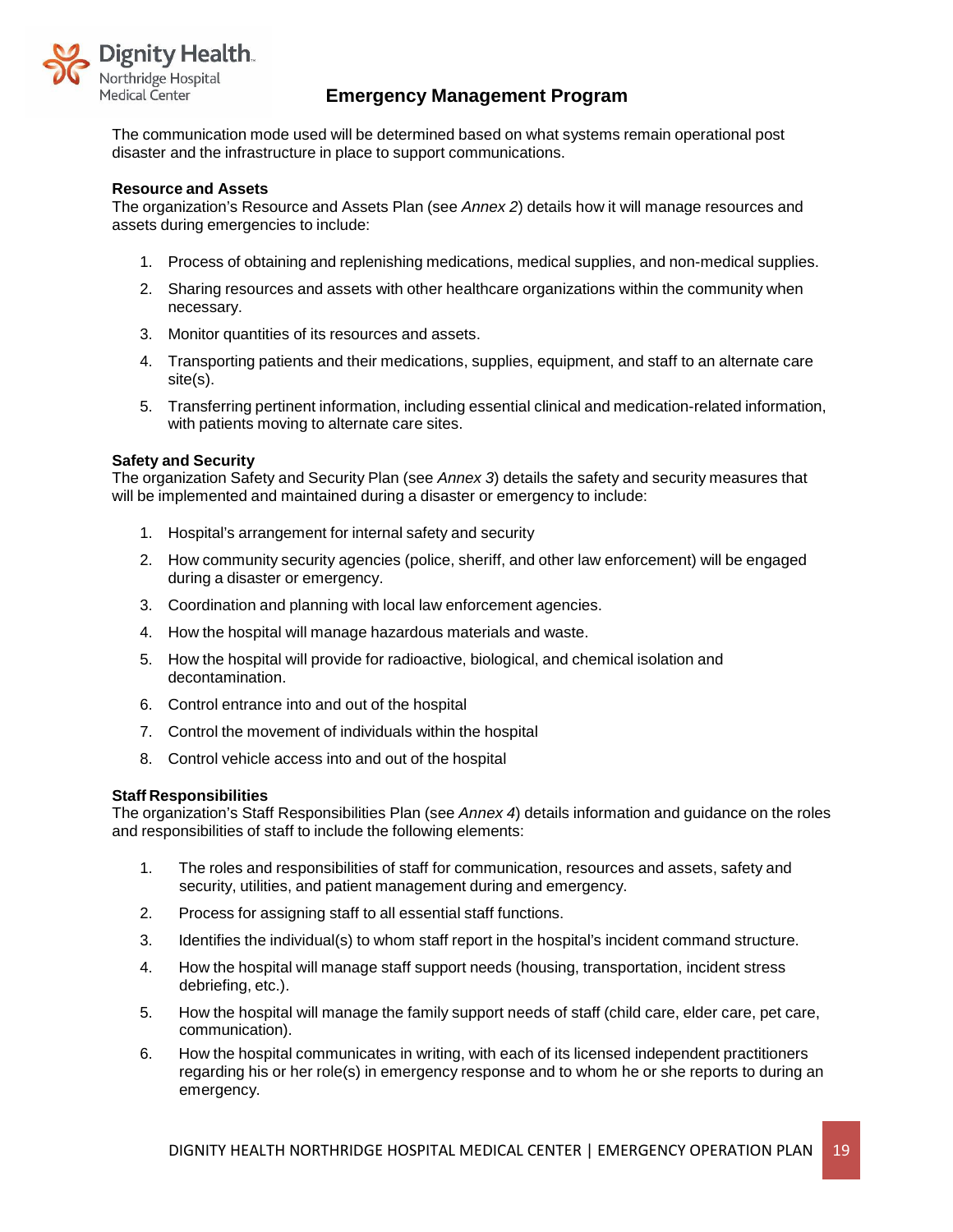The communication mode used will be determined based on what systems remain operational post disaster and the infrastructure in place to support communications.

### Resource and Assets

The organization's Resource and Assets Plan (see *Annex 2*) details how it will manage resources and assets during emergencies to include:

1. Process of obtaining and replenishing medications, medical supplies, and non-medical supplies.
2. Sharing resources and assets with other healthcare organizations within the community when necessary.
3. Monitor quantities of its resources and assets.
4. Transporting patients and their medications, supplies, equipment, and staff to an alternate care site(s).
5. Transferring pertinent information, including essential clinical and medication-related information, with patients moving to alternate care sites.

### Safety and Security

The organization Safety and Security Plan (see *Annex 3*) details the safety and security measures that will be implemented and maintained during a disaster or emergency to include:

1. Hospital's arrangement for internal safety and security
2. How community security agencies (police, sheriff, and other law enforcement) will be engaged during a disaster or emergency.
3. Coordination and planning with local law enforcement agencies.
4. How the hospital will manage hazardous materials and waste.
5. How the hospital will provide for radioactive, biological, and chemical isolation and decontamination.
6. Control entrance into and out of the hospital
7. Control the movement of individuals within the hospital
8. Control vehicle access into and out of the hospital

### Staff Responsibilities

The organization's Staff Responsibilities Plan (see *Annex 4*) details information and guidance on the roles and responsibilities of staff to include the following elements:

1. The roles and responsibilities of staff for communication, resources and assets, safety and security, utilities, and patient management during and emergency.
2. Process for assigning staff to all essential staff functions.
3. Identifies the individual(s) to whom staff report in the hospital's incident command structure.
4. How the hospital will manage staff support needs (housing, transportation, incident stress debriefing, etc.).
5. How the hospital will manage the family support needs of staff (child care, elder care, pet care, communication).
6. How the hospital communicates in writing, with each of its licensed independent practitioners regarding his or her role(s) in emergency response and to whom he or she reports to during an emergency.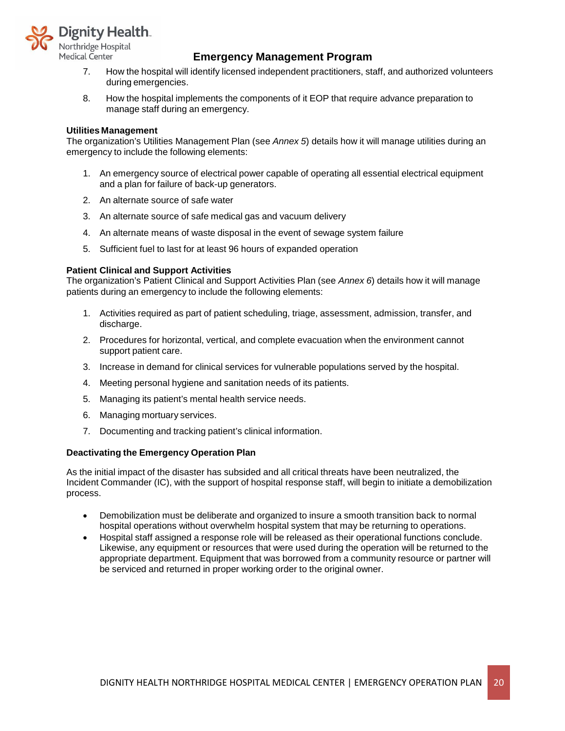7. How the hospital will identify licensed independent practitioners, staff, and authorized volunteers during emergencies.

8. How the hospital implements the components of it EOP that require advance preparation to manage staff during an emergency.

**Utilities Management**
The organization's Utilities Management Plan (see *Annex 5*) details how it will manage utilities during an emergency to include the following elements:

1. An emergency source of electrical power capable of operating all essential electrical equipment and a plan for failure of back-up generators.
2. An alternate source of safe water
3. An alternate source of safe medical gas and vacuum delivery
4. An alternate means of waste disposal in the event of sewage system failure
5. Sufficient fuel to last for at least 96 hours of expanded operation

**Patient Clinical and Support Activities**
The organization's Patient Clinical and Support Activities Plan (see *Annex 6*) details how it will manage patients during an emergency to include the following elements:

1. Activities required as part of patient scheduling, triage, assessment, admission, transfer, and discharge.
2. Procedures for horizontal, vertical, and complete evacuation when the environment cannot support patient care.
3. Increase in demand for clinical services for vulnerable populations served by the hospital.
4. Meeting personal hygiene and sanitation needs of its patients.
5. Managing its patient's mental health service needs.
6. Managing mortuary services.
7. Documenting and tracking patient's clinical information.

**Deactivating the Emergency Operation Plan**

As the initial impact of the disaster has subsided and all critical threats have been neutralized, the Incident Commander (IC), with the support of hospital response staff, will begin to initiate a demobilization process.

- Demobilization must be deliberate and organized to insure a smooth transition back to normal hospital operations without overwhelm hospital system that may be returning to operations.
- Hospital staff assigned a response role will be released as their operational functions conclude. Likewise, any equipment or resources that were used during the operation will be returned to the appropriate department. Equipment that was borrowed from a community resource or partner will be serviced and returned in proper working order to the original owner.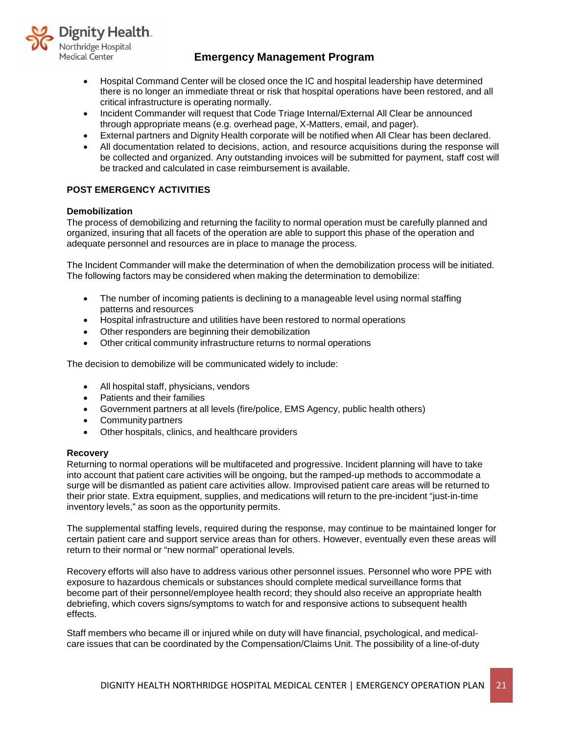- Hospital Command Center will be closed once the IC and hospital leadership have determined there is no longer an immediate threat or risk that hospital operations have been restored, and all critical infrastructure is operating normally.
- Incident Commander will request that Code Triage Internal/External All Clear be announced through appropriate means (e.g. overhead page, X-Matters, email, and pager).
- External partners and Dignity Health corporate will be notified when All Clear has been declared.
- All documentation related to decisions, action, and resource acquisitions during the response will be collected and organized. Any outstanding invoices will be submitted for payment, staff cost will be tracked and calculated in case reimbursement is available.

## POST EMERGENCY ACTIVITIES

### Demobilization

The process of demobilizing and returning the facility to normal operation must be carefully planned and organized, insuring that all facets of the operation are able to support this phase of the operation and adequate personnel and resources are in place to manage the process.

The Incident Commander will make the determination of when the demobilization process will be initiated. The following factors may be considered when making the determination to demobilize:

- The number of incoming patients is declining to a manageable level using normal staffing patterns and resources
- Hospital infrastructure and utilities have been restored to normal operations
- Other responders are beginning their demobilization
- Other critical community infrastructure returns to normal operations

The decision to demobilize will be communicated widely to include:

- All hospital staff, physicians, vendors
- Patients and their families
- Government partners at all levels (fire/police, EMS Agency, public health others)
- Community partners
- Other hospitals, clinics, and healthcare providers

### Recovery

Returning to normal operations will be multifaceted and progressive. Incident planning will have to take into account that patient care activities will be ongoing, but the ramped-up methods to accommodate a surge will be dismantled as patient care activities allow. Improvised patient care areas will be returned to their prior state. Extra equipment, supplies, and medications will return to the pre-incident "just-in-time inventory levels," as soon as the opportunity permits.

The supplemental staffing levels, required during the response, may continue to be maintained longer for certain patient care and support service areas than for others. However, eventually even these areas will return to their normal or "new normal" operational levels.

Recovery efforts will also have to address various other personnel issues. Personnel who wore PPE with exposure to hazardous chemicals or substances should complete medical surveillance forms that become part of their personnel/employee health record; they should also receive an appropriate health debriefing, which covers signs/symptoms to watch for and responsive actions to subsequent health effects.

Staff members who became ill or injured while on duty will have financial, psychological, and medical-care issues that can be coordinated by the Compensation/Claims Unit. The possibility of a line-of-duty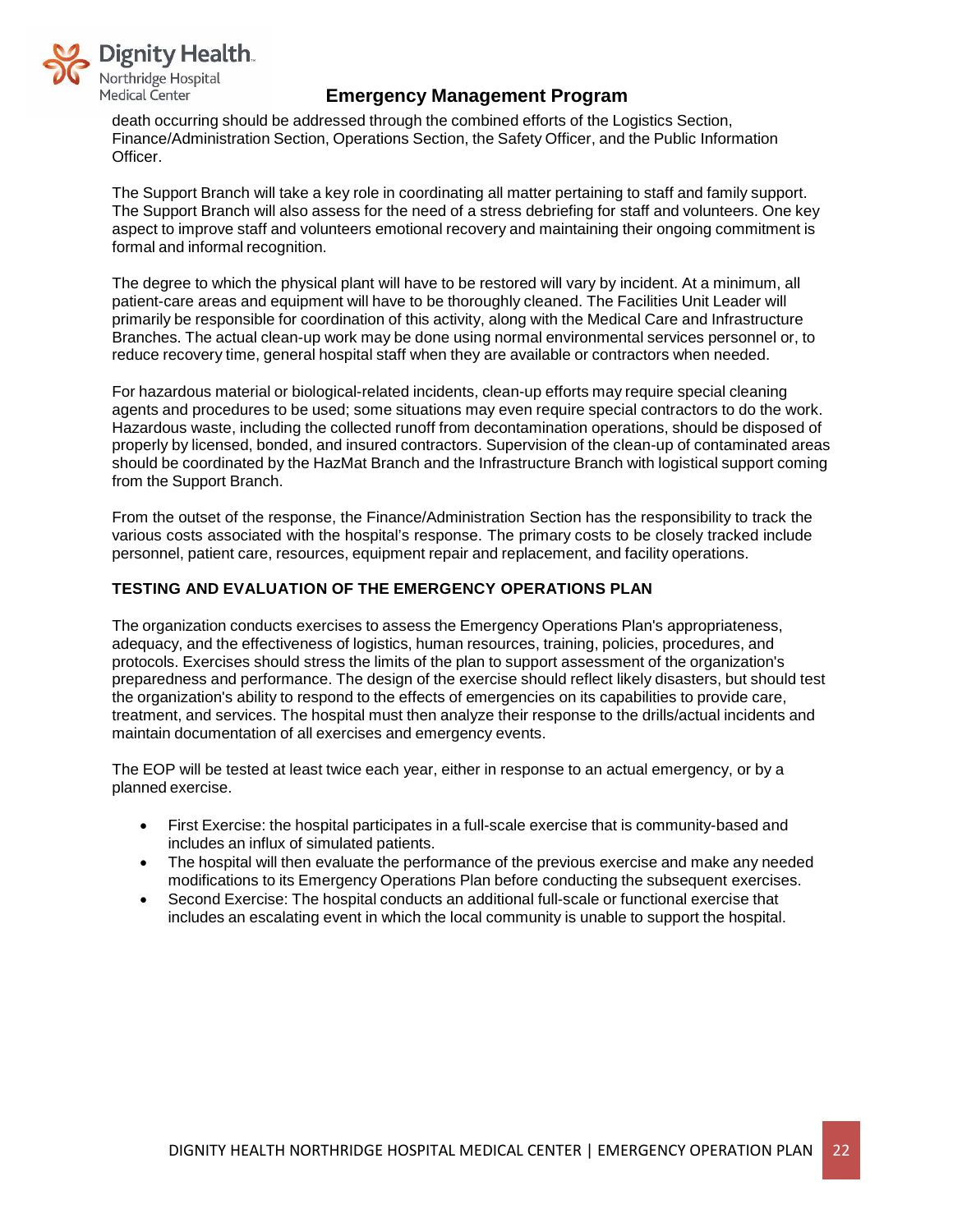death occurring should be addressed through the combined efforts of the Logistics Section, Finance/Administration Section, Operations Section, the Safety Officer, and the Public Information Officer.

The Support Branch will take a key role in coordinating all matter pertaining to staff and family support. The Support Branch will also assess for the need of a stress debriefing for staff and volunteers. One key aspect to improve staff and volunteers emotional recovery and maintaining their ongoing commitment is formal and informal recognition.

The degree to which the physical plant will have to be restored will vary by incident. At a minimum, all patient-care areas and equipment will have to be thoroughly cleaned. The Facilities Unit Leader will primarily be responsible for coordination of this activity, along with the Medical Care and Infrastructure Branches. The actual clean-up work may be done using normal environmental services personnel or, to reduce recovery time, general hospital staff when they are available or contractors when needed.

For hazardous material or biological-related incidents, clean-up efforts may require special cleaning agents and procedures to be used; some situations may even require special contractors to do the work. Hazardous waste, including the collected runoff from decontamination operations, should be disposed of properly by licensed, bonded, and insured contractors. Supervision of the clean-up of contaminated areas should be coordinated by the HazMat Branch and the Infrastructure Branch with logistical support coming from the Support Branch.

From the outset of the response, the Finance/Administration Section has the responsibility to track the various costs associated with the hospital's response. The primary costs to be closely tracked include personnel, patient care, resources, equipment repair and replacement, and facility operations.

## TESTING AND EVALUATION OF THE EMERGENCY OPERATIONS PLAN

The organization conducts exercises to assess the Emergency Operations Plan's appropriateness, adequacy, and the effectiveness of logistics, human resources, training, policies, procedures, and protocols. Exercises should stress the limits of the plan to support assessment of the organization's preparedness and performance. The design of the exercise should reflect likely disasters, but should test the organization's ability to respond to the effects of emergencies on its capabilities to provide care, treatment, and services. The hospital must then analyze their response to the drills/actual incidents and maintain documentation of all exercises and emergency events.

The EOP will be tested at least twice each year, either in response to an actual emergency, or by a planned exercise.

- First Exercise: the hospital participates in a full-scale exercise that is community-based and includes an influx of simulated patients.
- The hospital will then evaluate the performance of the previous exercise and make any needed modifications to its Emergency Operations Plan before conducting the subsequent exercises.
- Second Exercise: The hospital conducts an additional full-scale or functional exercise that includes an escalating event in which the local community is unable to support the hospital.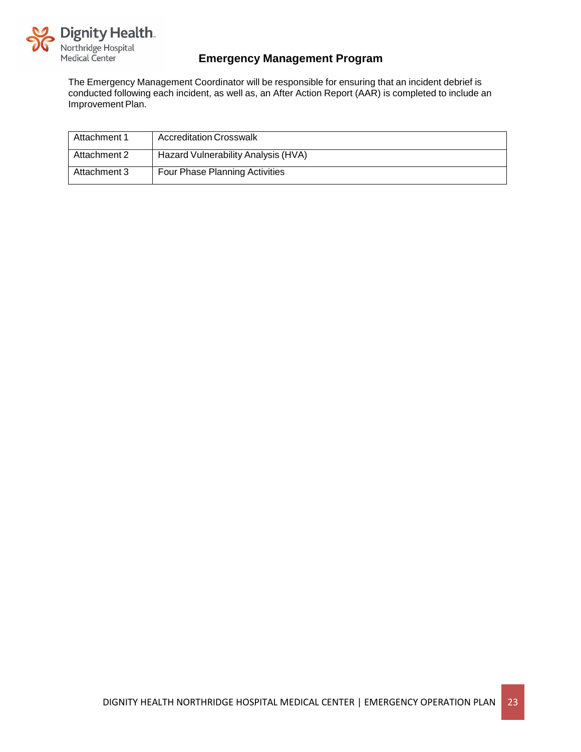The Emergency Management Coordinator will be responsible for ensuring that an incident debrief is conducted following each incident, as well as, an After Action Report (AAR) is completed to include an Improvement Plan.

| Attachment 1 | Accreditation Crosswalk |
|---|---|
| Attachment 2 | Hazard Vulnerability Analysis (HVA) |
| Attachment 3 | Four Phase Planning Activities |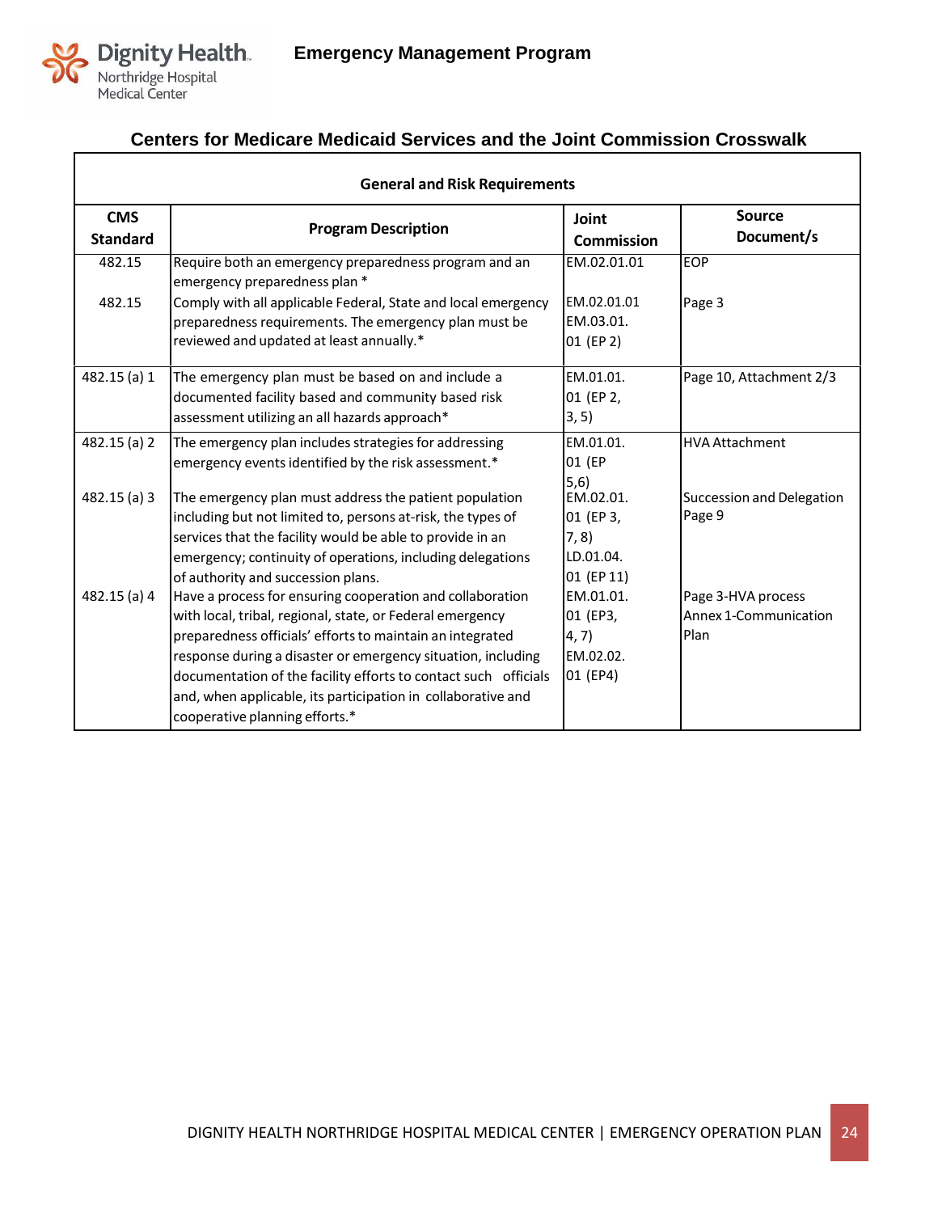## Centers for Medicare Medicaid Services and the Joint Commission Crosswalk

| General and Risk Requirements | | | |
|---|---|---|---|
| **CMS Standard** | **Program Description** | **Joint Commission** | **Source Document/s** |
| 482.15 | Require both an emergency preparedness program and an emergency preparedness plan * | EM.02.01.01 | EOP |
| 482.15 | Comply with all applicable Federal, State and local emergency preparedness requirements. The emergency plan must be reviewed and updated at least annually.* | EM.02.01.01 EM.03.01.01 (EP 2) | Page 3 |
| 482.15 (a) 1 | The emergency plan must be based on and include a documented facility based and community based risk assessment utilizing an all hazards approach* | EM.01.01.01 (EP 2, 3, 5) | Page 10, Attachment 2/3 |
| 482.15 (a) 2 | The emergency plan includes strategies for addressing emergency events identified by the risk assessment.* | EM.01.01.01 (EP 5,6) | HVA Attachment |
| 482.15 (a) 3 | The emergency plan must address the patient population including but not limited to, persons at-risk, the types of services that the facility would be able to provide in an emergency; continuity of operations, including delegations of authority and succession plans. | EM.02.01.01 (EP 3, 7, 8) LD.01.04.01 (EP 11) | Succession and Delegation Page 9 |
| 482.15 (a) 4 | Have a process for ensuring cooperation and collaboration with local, tribal, regional, state, or Federal emergency preparedness officials' efforts to maintain an integrated response during a disaster or emergency situation, including documentation of the facility efforts to contact such officials and, when applicable, its participation in collaborative and cooperative planning efforts.* | EM.01.01.01 (EP3, 4, 7) EM.02.02.01 (EP4) | Page 3-HVA process Annex 1-Communication Plan |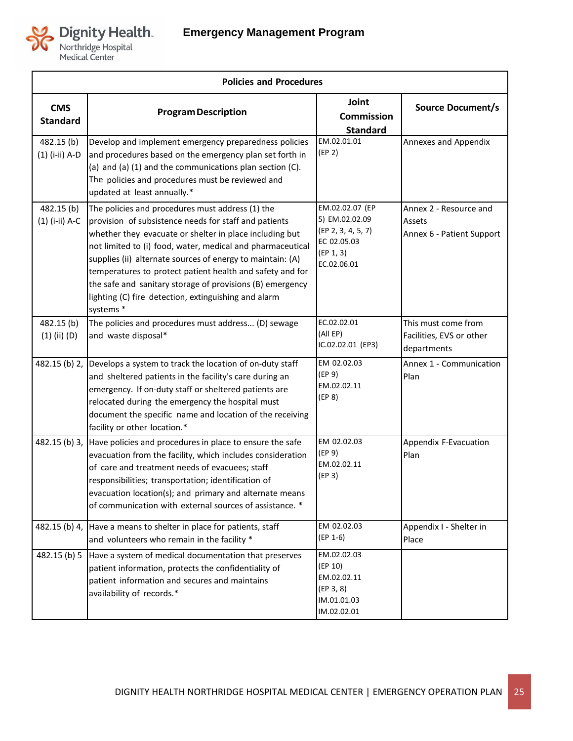# Emergency Management Program

| Policies and Procedures | | | |
|---|---|---|---|
| **CMS Standard** | **Program Description** | **Joint Commission Standard** | **Source Document/s** |
| 482.15 (b) (1) (i-ii) A-D | Develop and implement emergency preparedness policies and procedures based on the emergency plan set forth in (a) and (a) (1) and the communications plan section (C). The policies and procedures must be reviewed and updated at least annually.* | EM.02.01.01 (EP 2) | Annexes and Appendix |
| 482.15 (b) (1) (i-ii) A-C | The policies and procedures must address (1) the provision of subsistence needs for staff and patients whether they evacuate or shelter in place including but not limited to (i) food, water, medical and pharmaceutical supplies (ii) alternate sources of energy to maintain: (A) temperatures to protect patient health and safety and for the safe and sanitary storage of provisions (B) emergency lighting (C) fire detection, extinguishing and alarm systems * | EM.02.02.07 (EP 5) EM.02.02.09 (EP 2, 3, 4, 5, 7) EC 02.05.03 (EP 1, 3) EC.02.06.01 | Annex 2 - Resource and Assets<br>Annex 6 - Patient Support |
| 482.15 (b) (1) (ii) (D) | The policies and procedures must address... (D) sewage and waste disposal* | EC.02.02.01 (All EP) IC.02.02.01 (EP3) | This must come from Facilities, EVS or other departments |
| 482.15 (b) 2, | Develops a system to track the location of on-duty staff and sheltered patients in the facility's care during an emergency. If on-duty staff or sheltered patients are relocated during the emergency the hospital must document the specific name and location of the receiving facility or other location.* | EM 02.02.03 (EP 9) EM.02.02.11 (EP 8) | Annex 1 - Communication Plan |
| 482.15 (b) 3, | Have policies and procedures in place to ensure the safe evacuation from the facility, which includes consideration of care and treatment needs of evacuees; staff responsibilities; transportation; identification of evacuation location(s); and primary and alternate means of communication with external sources of assistance. * | EM 02.02.03 (EP 9) EM.02.02.11 (EP 3) | Appendix F-Evacuation Plan |
| 482.15 (b) 4, | Have a means to shelter in place for patients, staff and volunteers who remain in the facility * | EM 02.02.03 (EP 1-6) | Appendix I - Shelter in Place |
| 482.15 (b) 5 | Have a system of medical documentation that preserves patient information, protects the confidentiality of patient information and secures and maintains availability of records.* | EM.02.02.03 (EP 10) EM.02.02.11 (EP 3, 8) IM.01.01.03 IM.02.02.01 | |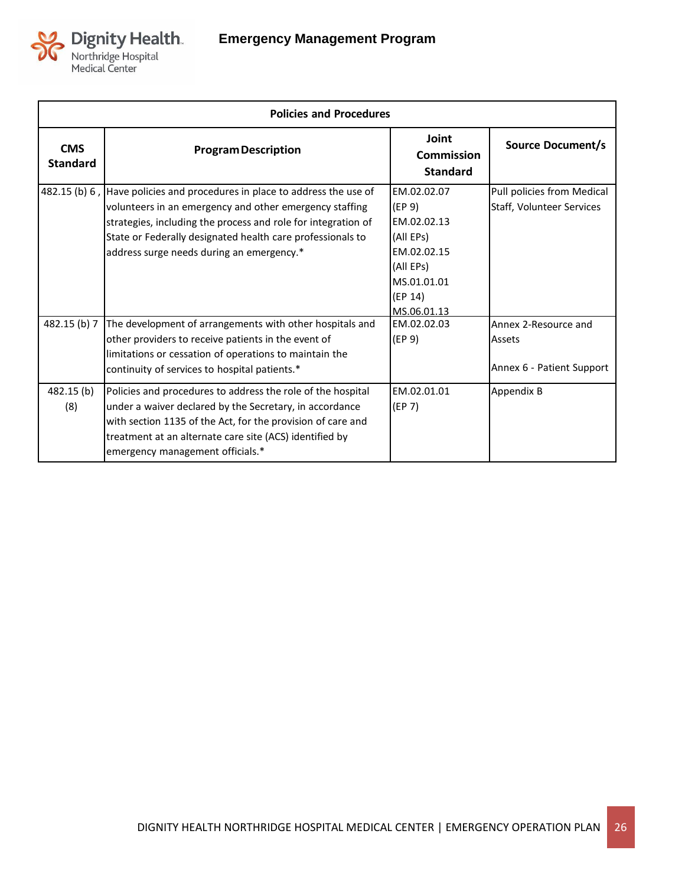| Policies and Procedures | | | |
|---|---|---|---|
| CMS Standard | Program Description | Joint Commission Standard | Source Document/s |
| 482.15 (b) 6 , | Have policies and procedures in place to address the use of volunteers in an emergency and other emergency staffing strategies, including the process and role for integration of State or Federally designated health care professionals to address surge needs during an emergency.* | EM.02.02.07 (EP 9) EM.02.02.13 (All EPs) EM.02.02.15 (All EPs) MS.01.01.01 (EP 14) MS.06.01.13 | Pull policies from Medical Staff, Volunteer Services |
| 482.15 (b) 7 | The development of arrangements with other hospitals and other providers to receive patients in the event of limitations or cessation of operations to maintain the continuity of services to hospital patients.* | EM.02.02.03 (EP 9) | Annex 2-Resource and Assets<br><br>Annex 6 - Patient Support |
| 482.15 (b) (8) | Policies and procedures to address the role of the hospital under a waiver declared by the Secretary, in accordance with section 1135 of the Act, for the provision of care and treatment at an alternate care site (ACS) identified by emergency management officials.* | EM.02.01.01 (EP 7) | Appendix B |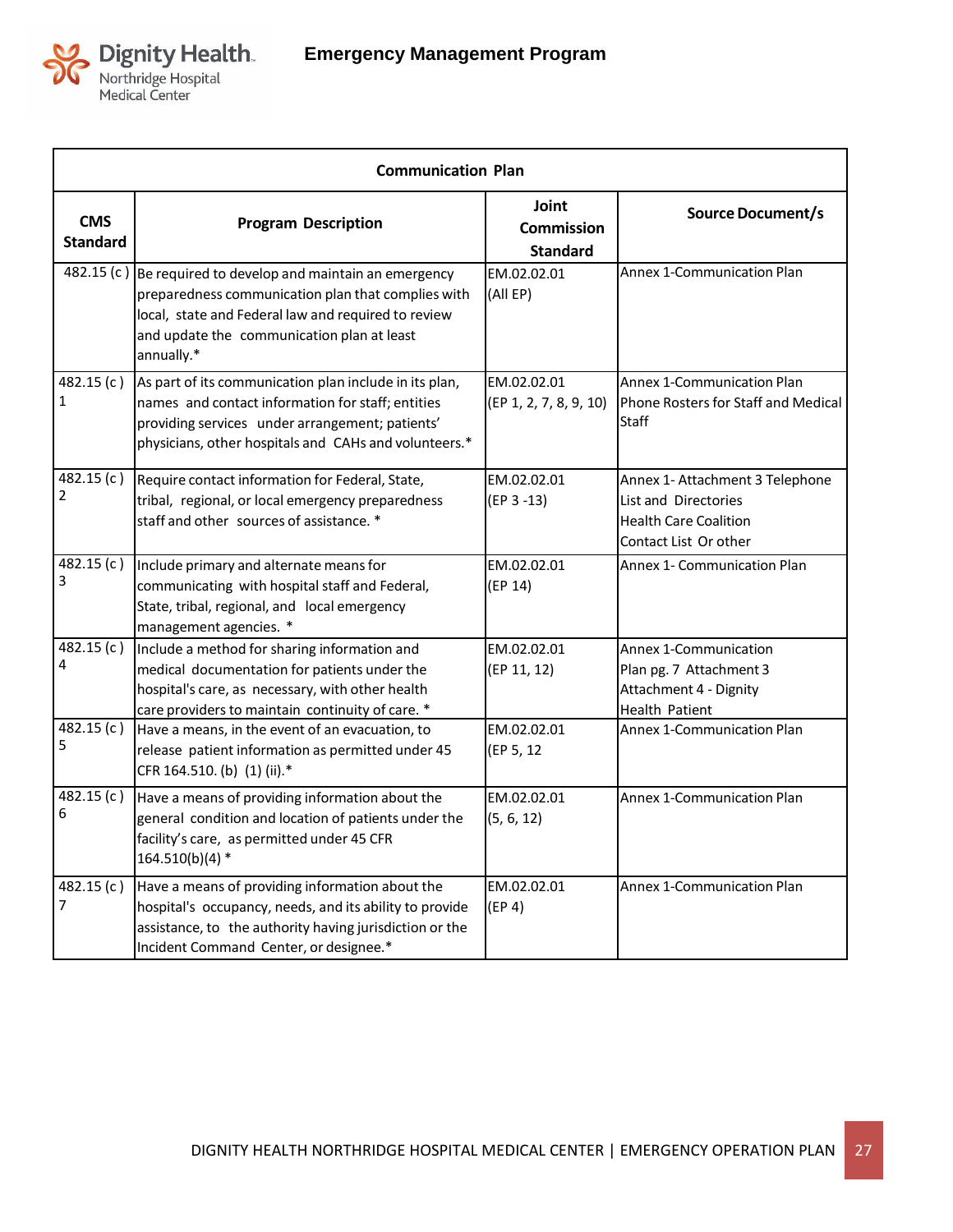| Communication Plan | | | |
|---|---|---|---|
| **CMS Standard** | **Program Description** | **Joint Commission Standard** | **Source Document/s** |
| 482.15 (c ) | Be required to develop and maintain an emergency preparedness communication plan that complies with local, state and Federal law and required to review and update the communication plan at least annually.* | EM.02.02.01 (All EP) | Annex 1-Communication Plan |
| 482.15 (c ) 1 | As part of its communication plan include in its plan, names and contact information for staff; entities providing services under arrangement; patients' physicians, other hospitals and CAHs and volunteers.* | EM.02.02.01 (EP 1, 2, 7, 8, 9, 10) | Annex 1-Communication Plan Phone Rosters for Staff and Medical Staff |
| 482.15 (c ) 2 | Require contact information for Federal, State, tribal, regional, or local emergency preparedness staff and other sources of assistance. * | EM.02.02.01 (EP 3 -13) | Annex 1- Attachment 3 Telephone List and Directories Health Care Coalition Contact List Or other |
| 482.15 (c ) 3 | Include primary and alternate means for communicating with hospital staff and Federal, State, tribal, regional, and local emergency management agencies. * | EM.02.02.01 (EP 14) | Annex 1- Communication Plan |
| 482.15 (c ) 4 | Include a method for sharing information and medical documentation for patients under the hospital's care, as necessary, with other health care providers to maintain continuity of care. * | EM.02.02.01 (EP 11, 12) | Annex 1-Communication Plan pg. 7 Attachment 3 Attachment 4 - Dignity Health Patient |
| 482.15 (c ) 5 | Have a means, in the event of an evacuation, to release patient information as permitted under 45 CFR 164.510. (b) (1) (ii).* | EM.02.02.01 (EP 5, 12 | Annex 1-Communication Plan |
| 482.15 (c ) 6 | Have a means of providing information about the general condition and location of patients under the facility's care, as permitted under 45 CFR 164.510(b)(4) * | EM.02.02.01 (5, 6, 12) | Annex 1-Communication Plan |
| 482.15 (c ) 7 | Have a means of providing information about the hospital's occupancy, needs, and its ability to provide assistance, to the authority having jurisdiction or the Incident Command Center, or designee.* | EM.02.02.01 (EP 4) | Annex 1-Communication Plan |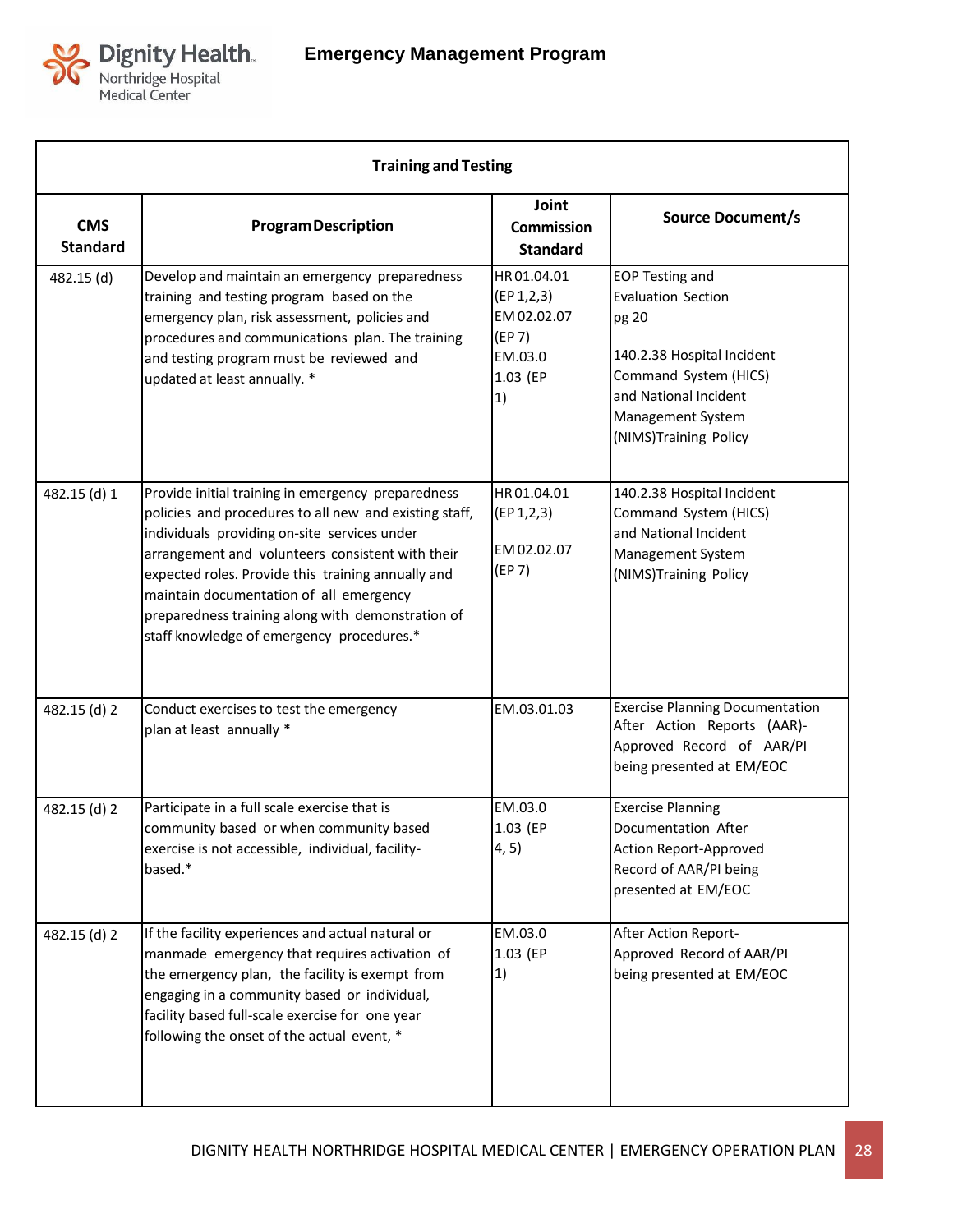# Emergency Management Program

| Training and Testing | | | |
|---|---|---|---|
| **CMS Standard** | **Program Description** | **Joint Commission Standard** | **Source Document/s** |
| 482.15 (d) | Develop and maintain an emergency preparedness training and testing program based on the emergency plan, risk assessment, policies and procedures and communications plan. The training and testing program must be reviewed and updated at least annually. * | HR 01.04.01 (EP 1,2,3) EM 02.02.07 (EP 7) EM.03.0 1.03 (EP 1) | EOP Testing and Evaluation Section pg 20<br><br>140.2.38 Hospital Incident Command System (HICS) and National Incident Management System (NIMS)Training Policy |
| 482.15 (d) 1 | Provide initial training in emergency preparedness policies and procedures to all new and existing staff, individuals providing on-site services under arrangement and volunteers consistent with their expected roles. Provide this training annually and maintain documentation of all emergency preparedness training along with demonstration of staff knowledge of emergency procedures.* | HR 01.04.01 (EP 1,2,3)<br><br>EM 02.02.07 (EP 7) | 140.2.38 Hospital Incident Command System (HICS) and National Incident Management System (NIMS)Training Policy |
| 482.15 (d) 2 | Conduct exercises to test the emergency plan at least annually * | EM.03.01.03 | Exercise Planning Documentation After Action Reports (AAR)- Approved Record of AAR/PI being presented at EM/EOC |
| 482.15 (d) 2 | Participate in a full scale exercise that is community based or when community based exercise is not accessible, individual, facility-based.* | EM.03.0 1.03 (EP 4, 5) | Exercise Planning Documentation After Action Report-Approved Record of AAR/PI being presented at EM/EOC |
| 482.15 (d) 2 | If the facility experiences and actual natural or manmade emergency that requires activation of the emergency plan, the facility is exempt from engaging in a community based or individual, facility based full-scale exercise for one year following the onset of the actual event, * | EM.03.0 1.03 (EP 1) | After Action Report-Approved Record of AAR/PI being presented at EM/EOC |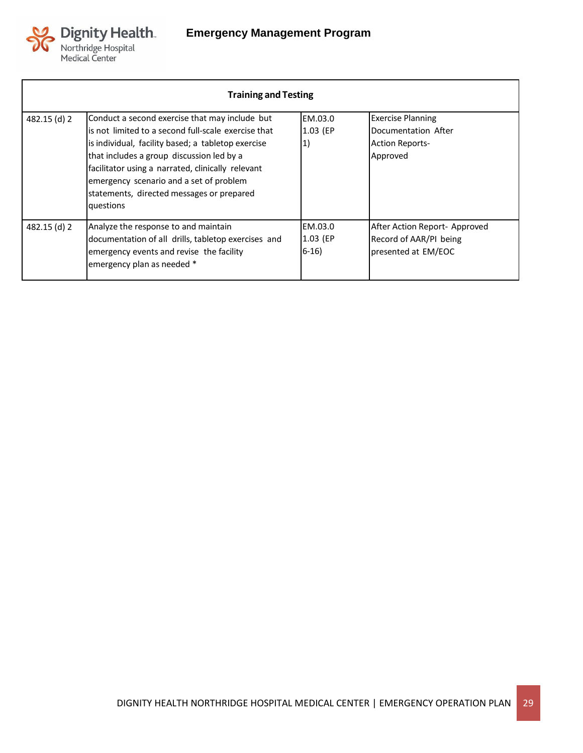| Training and Testing | | | |
|---|---|---|---|
| 482.15 (d) 2 | Conduct a second exercise that may include but is not limited to a second full-scale exercise that is individual, facility based; a tabletop exercise that includes a group discussion led by a facilitator using a narrated, clinically relevant emergency scenario and a set of problem statements, directed messages or prepared questions | EM.03.01.03 (EP 1) | Exercise Planning Documentation After Action Reports-Approved |
| 482.15 (d) 2 | Analyze the response to and maintain documentation of all drills, tabletop exercises and emergency events and revise the facility emergency plan as needed * | EM.03.01.03 (EP 6-16) | After Action Report- Approved Record of AAR/PI being presented at EM/EOC |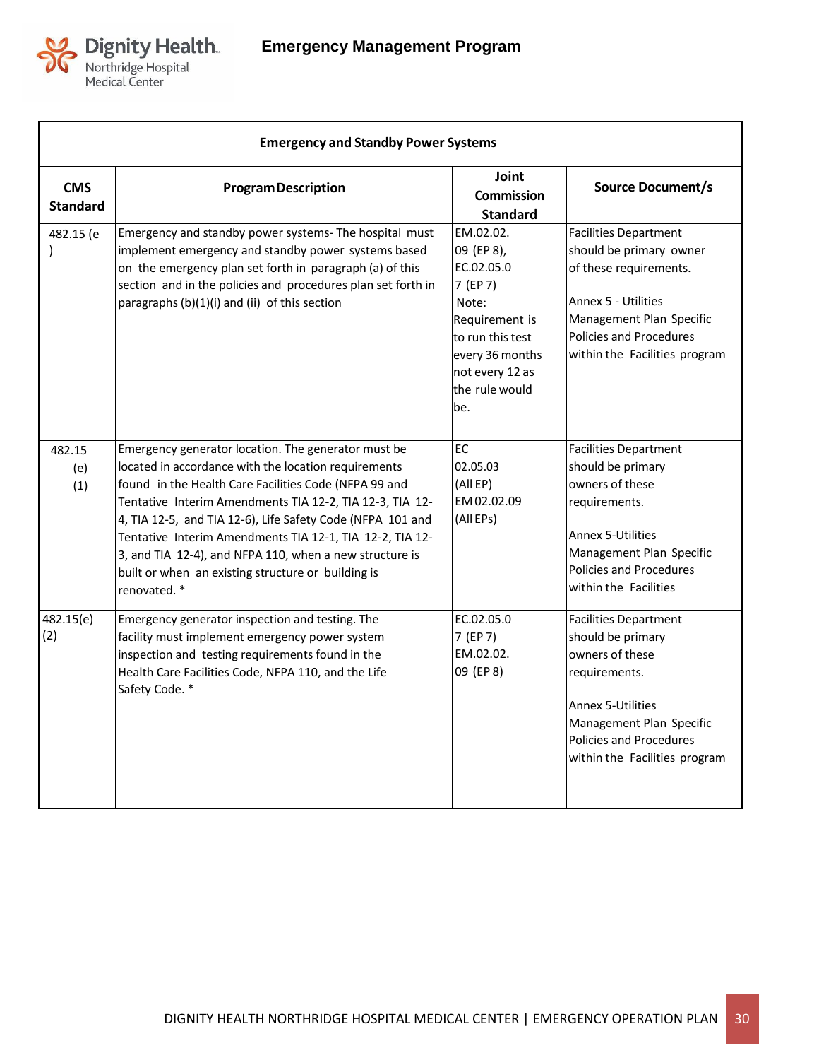| Emergency and Standby Power Systems | | | |
|---|---|---|---|
| **CMS Standard** | **Program Description** | **Joint Commission Standard** | **Source Document/s** |
| 482.15 (e ) | Emergency and standby power systems- The hospital must implement emergency and standby power systems based on the emergency plan set forth in paragraph (a) of this section and in the policies and procedures plan set forth in paragraphs (b)(1)(i) and (ii) of this section | EM.02.02.09 (EP 8), EC.02.05.07 (EP 7) Note: Requirement is to run this test every 36 months not every 12 as the rule would be. | Facilities Department should be primary owner of these requirements. Annex 5 - Utilities Management Plan Specific Policies and Procedures within the Facilities program |
| 482.15 (e) (1) | Emergency generator location. The generator must be located in accordance with the location requirements found in the Health Care Facilities Code (NFPA 99 and Tentative Interim Amendments TIA 12-2, TIA 12-3, TIA 12-4, TIA 12-5, and TIA 12-6), Life Safety Code (NFPA 101 and Tentative Interim Amendments TIA 12-1, TIA 12-2, TIA 12-3, and TIA 12-4), and NFPA 110, when a new structure is built or when an existing structure or building is renovated. * | EC 02.05.03 (All EP) EM 02.02.09 (All EPs) | Facilities Department should be primary owners of these requirements. Annex 5-Utilities Management Plan Specific Policies and Procedures within the Facilities |
| 482.15(e) (2) | Emergency generator inspection and testing. The facility must implement emergency power system inspection and testing requirements found in the Health Care Facilities Code, NFPA 110, and the Life Safety Code. * | EC.02.05.07 (EP 7) EM.02.02.09 (EP 8) | Facilities Department should be primary owners of these requirements. Annex 5-Utilities Management Plan Specific Policies and Procedures within the Facilities program |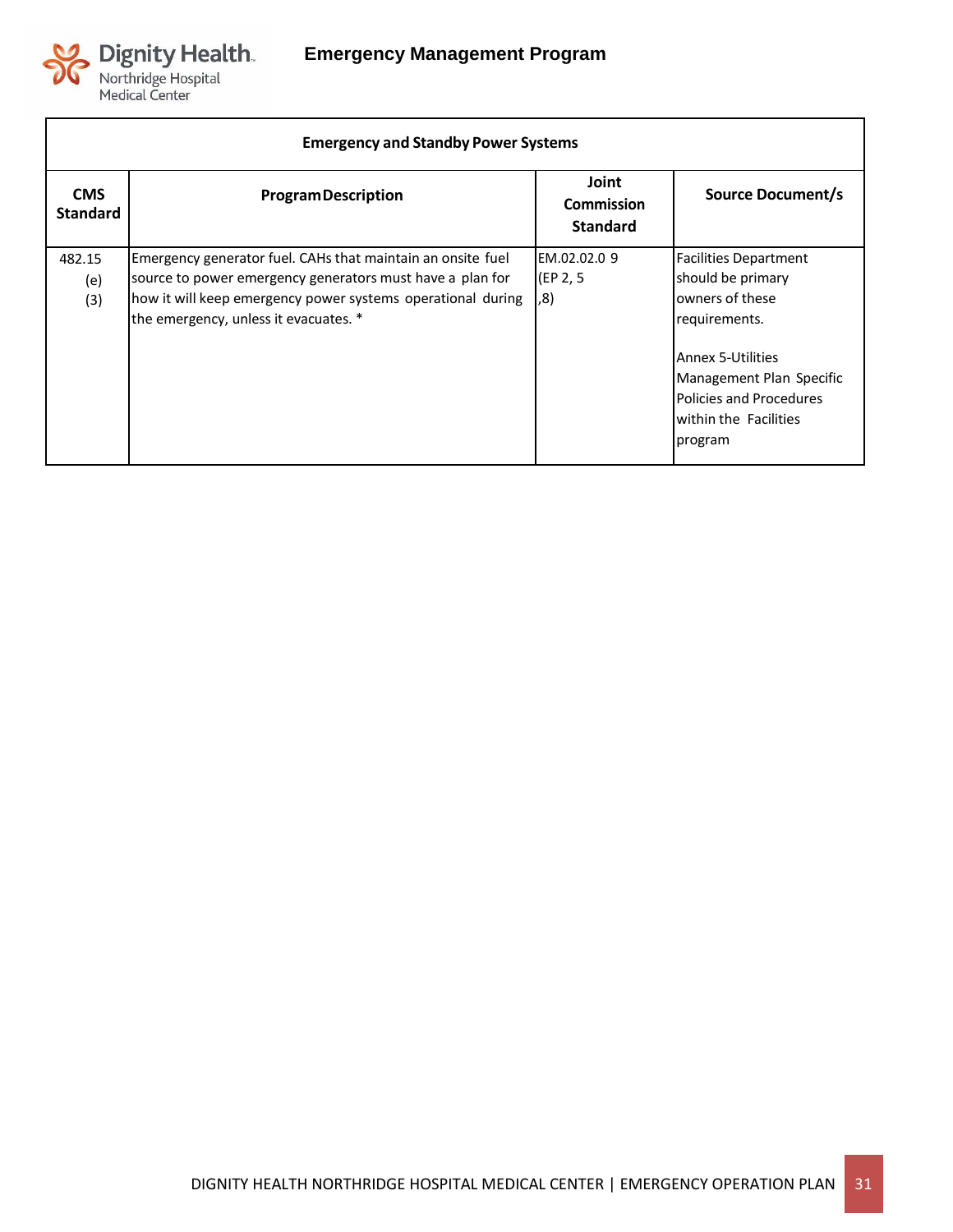| Emergency and Standby Power Systems | | | |
|---|---|---|---|
| **CMS Standard** | **Program Description** | **Joint Commission Standard** | **Source Document/s** |
| 482.15 (e) (3) | Emergency generator fuel. CAHs that maintain an onsite fuel source to power emergency generators must have a plan for how it will keep emergency power systems operational during the emergency, unless it evacuates. * | EM.02.02.0 9 (EP 2, 5 ,8) | Facilities Department should be primary owners of these requirements.<br><br>Annex 5-Utilities Management Plan Specific Policies and Procedures within the Facilities program |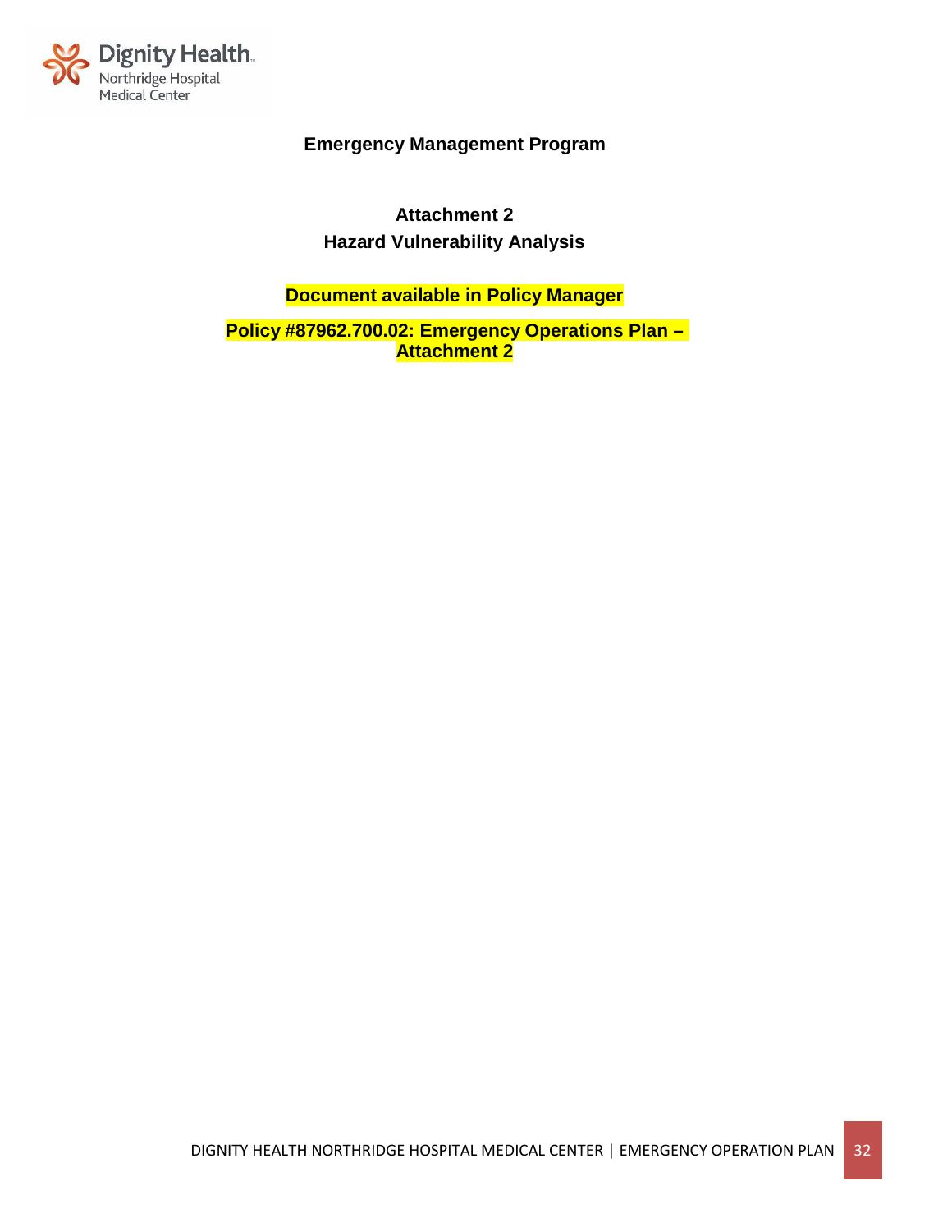**Emergency Management Program**

**Attachment 2**

**Hazard Vulnerability Analysis**

**Document available in Policy Manager**

**Policy #87962.700.02: Emergency Operations Plan – Attachment 2**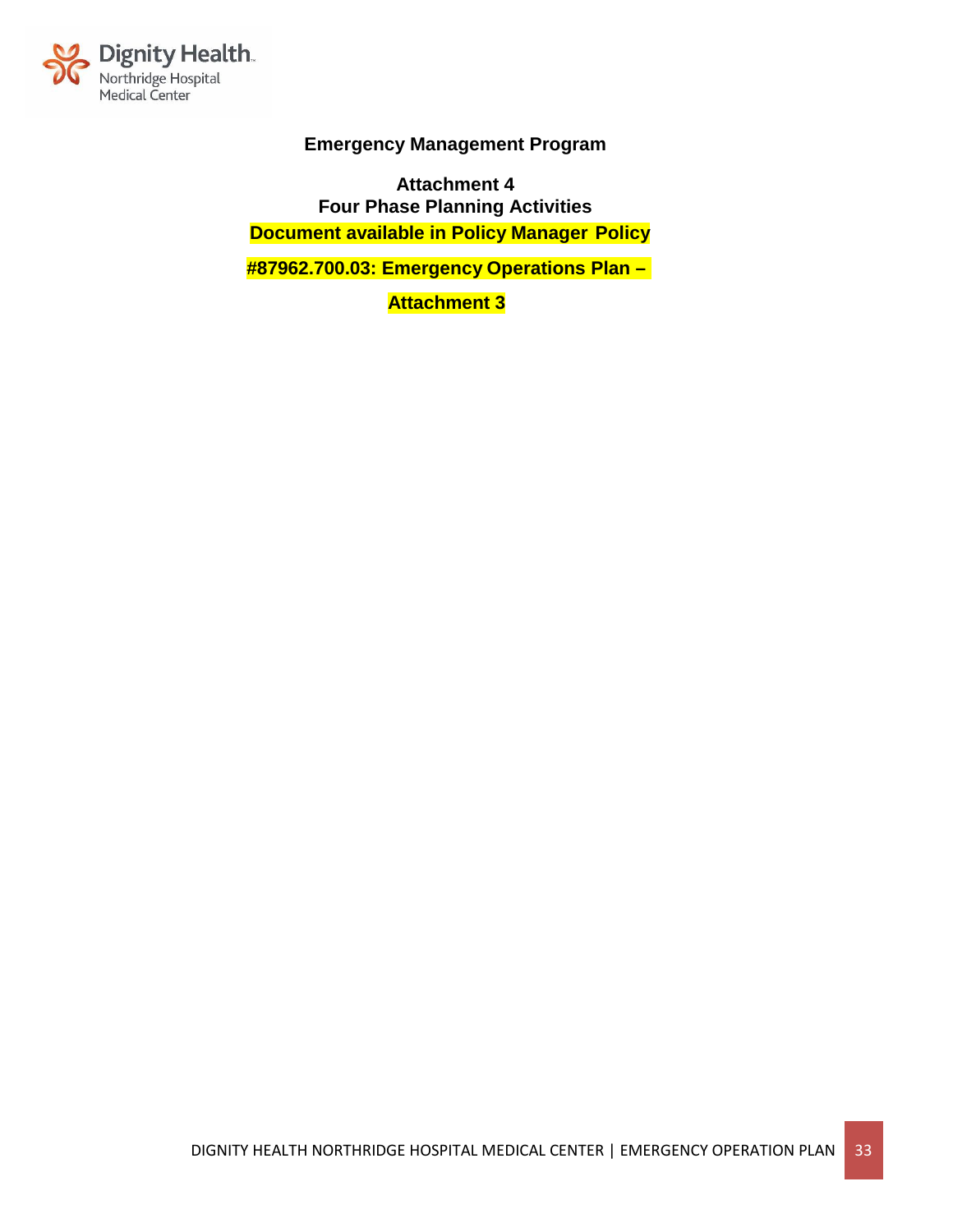**Emergency Management Program**

**Attachment 4**
**Four Phase Planning Activities**

**Document available in Policy Manager Policy #87962.700.03: Emergency Operations Plan – Attachment 3**